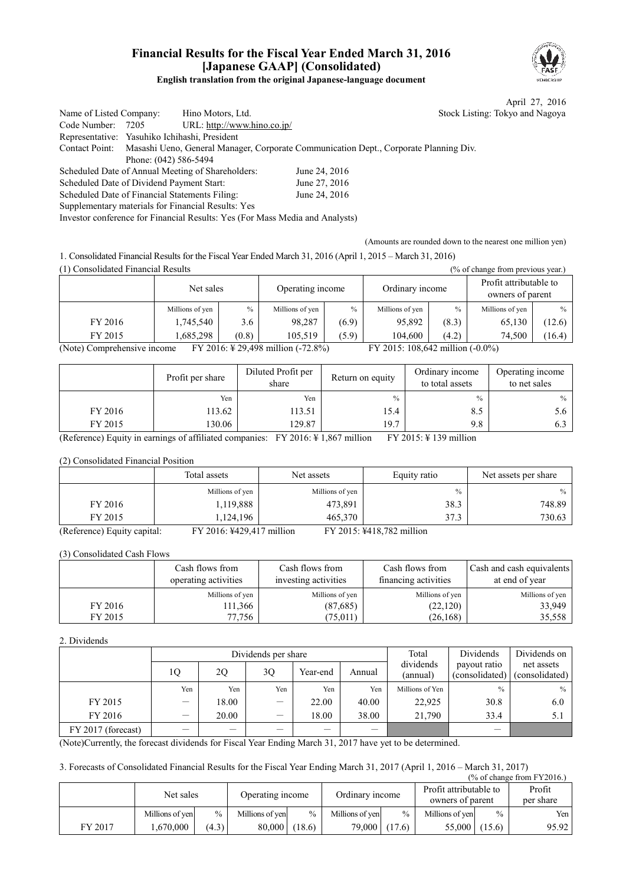# Financial Results for the Fiscal Year Ended March 31, 2016
# [Japanese GAAP] (Consolidated)

**English translation from the original Japanese-language document**

April 27, 2016

Name of Listed Company: Hino Motors, Ltd. Stock Listing: Tokyo and Nagoya
Code Number: 7205 URL: http://www.hino.co.jp/
Representative: Yasuhiko Ichihashi, President
Contact Point: Masashi Ueno, General Manager, Corporate Communication Dept., Corporate Planning Div.
Phone: (042) 586-5494
Scheduled Date of Annual Meeting of Shareholders: June 24, 2016
Scheduled Date of Dividend Payment Start: June 27, 2016
Scheduled Date of Financial Statements Filing: June 24, 2016
Supplementary materials for Financial Results: Yes
Investor conference for Financial Results: Yes (For Mass Media and Analysts)

(Amounts are rounded down to the nearest one million yen)

1. Consolidated Financial Results for the Fiscal Year Ended March 31, 2016 (April 1, 2015 – March 31, 2016)

(1) Consolidated Financial Results (% of change from previous year.)

| | Net sales | | Operating income | | Ordinary income | | Profit attributable to owners of parent | |
|---|---|---|---|---|---|---|---|---|
| | Millions of yen | % | Millions of yen | % | Millions of yen | % | Millions of yen | % |
| FY 2016 | 1,745,540 | 3.6 | 98,287 | (6.9) | 95,892 | (8.3) | 65,130 | (12.6) |
| FY 2015 | 1,685,298 | (0.8) | 105,519 | (5.9) | 104,600 | (4.2) | 74,500 | (16.4) |

(Note) Comprehensive income FY 2016: ¥ 29,498 million (-72.8%) FY 2015: 108,642 million (-0.0%)

| | Profit per share | Diluted Profit per share | Return on equity | Ordinary income to total assets | Operating income to net sales |
|---|---|---|---|---|---|
| | Yen | Yen | % | % | % |
| FY 2016 | 113.62 | 113.51 | 15.4 | 8.5 | 5.6 |
| FY 2015 | 130.06 | 129.87 | 19.7 | 9.8 | 6.3 |

(Reference) Equity in earnings of affiliated companies: FY 2016: ¥ 1,867 million FY 2015: ¥ 139 million

(2) Consolidated Financial Position

| | Total assets | Net assets | Equity ratio | Net assets per share |
|---|---|---|---|---|
| | Millions of yen | Millions of yen | % | % |
| FY 2016 | 1,119,888 | 473,891 | 38.3 | 748.89 |
| FY 2015 | 1,124,196 | 465,370 | 37.3 | 730.63 |

(Reference) Equity capital: FY 2016: ¥429,417 million FY 2015: ¥418,782 million

(3) Consolidated Cash Flows

| | Cash flows from operating activities | Cash flows from investing activities | Cash flows from financing activities | Cash and cash equivalents at end of year |
|---|---|---|---|---|
| | Millions of yen | Millions of yen | Millions of yen | Millions of yen |
| FY 2016 | 111,366 | (87,685) | (22,120) | 33,949 |
| FY 2015 | 77,756 | (75,011) | (26,168) | 35,558 |

2. Dividends

| | Dividends per share | | | | | Total dividends (annual) | Dividends payout ratio (consolidated) | Dividends on net assets (consolidated) |
|---|---|---|---|---|---|---|---|---|
| | 1Q | 2Q | 3Q | Year-end | Annual | | | |
| | Yen | Yen | Yen | Yen | Yen | Millions of Yen | % | % |
| FY 2015 | ― | 18.00 | ― | 22.00 | 40.00 | 22,925 | 30.8 | 6.0 |
| FY 2016 | ― | 20.00 | ― | 18.00 | 38.00 | 21,790 | 33.4 | 5.1 |
| FY 2017 (forecast) | ― | ― | ― | ― | ― | | ― | |

(Note)Currently, the forecast dividends for Fiscal Year Ending March 31, 2017 have yet to be determined.

3. Forecasts of Consolidated Financial Results for the Fiscal Year Ending March 31, 2017 (April 1, 2016 – March 31, 2017)

(% of change from FY2016.)

| | Net sales | | Operating income | | Ordinary income | | Profit attributable to owners of parent | | Profit per share |
|---|---|---|---|---|---|---|---|---|---|
| | Millions of yen | % | Millions of yen | % | Millions of yen | % | Millions of yen | % | Yen |
| FY 2017 | 1,670,000 | (4.3) | 80,000 | (18.6) | 79,000 | (17.6) | 55,000 | (15.6) | 95.92 |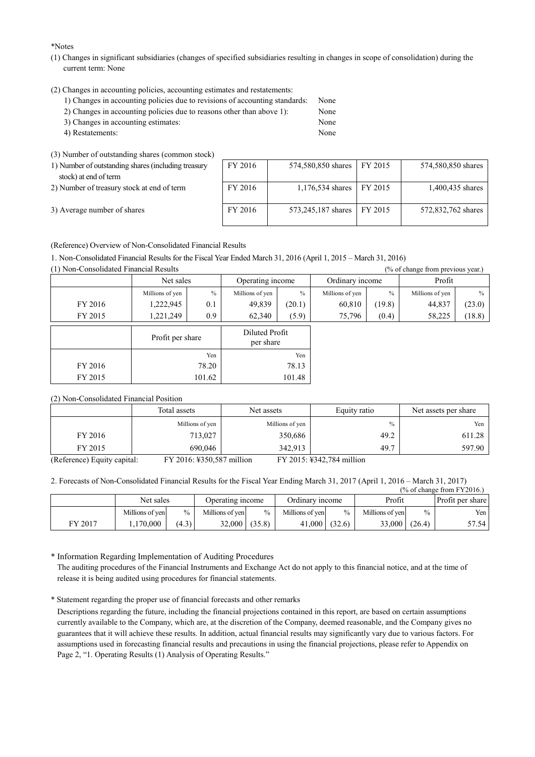*Notes

(1) Changes in significant subsidiaries (changes of specified subsidiaries resulting in changes in scope of consolidation) during the current term: None

(2) Changes in accounting policies, accounting estimates and restatements:

1) Changes in accounting policies due to revisions of accounting standards: None
2) Changes in accounting policies due to reasons other than above 1): None
3) Changes in accounting estimates: None
4) Restatements: None

(3) Number of outstanding shares (common stock)

| | | | | |
|---|---|---|---|---|
| 1) Number of outstanding shares (including treasury stock) at end of term | FY 2016 | 574,580,850 shares | FY 2015 | 574,580,850 shares |
| 2) Number of treasury stock at end of term | FY 2016 | 1,176,534 shares | FY 2015 | 1,400,435 shares |
| 3) Average number of shares | FY 2016 | 573,245,187 shares | FY 2015 | 572,832,762 shares |

(Reference) Overview of Non-Consolidated Financial Results

1. Non-Consolidated Financial Results for the Fiscal Year Ended March 31, 2016 (April 1, 2015 – March 31, 2016)

(1) Non-Consolidated Financial Results (% of change from previous year.)

| | Net sales | | Operating income | | Ordinary income | | Profit | |
|---|---|---|---|---|---|---|---|---|
| | Millions of yen | % | Millions of yen | % | Millions of yen | % | Millions of yen | % |
| FY 2016 | 1,222,945 | 0.1 | 49,839 | (20.1) | 60,810 | (19.8) | 44,837 | (23.0) |
| FY 2015 | 1,221,249 | 0.9 | 62,340 | (5.9) | 75,796 | (0.4) | 58,225 | (18.8) |

| | Profit per share | Diluted Profit per share |
|---|---|---|
| | Yen | Yen |
| FY 2016 | 78.20 | 78.13 |
| FY 2015 | 101.62 | 101.48 |

(2) Non-Consolidated Financial Position

| | Total assets | Net assets | Equity ratio | Net assets per share |
|---|---|---|---|---|
| | Millions of yen | Millions of yen | % | Yen |
| FY 2016 | 713,027 | 350,686 | 49.2 | 611.28 |
| FY 2015 | 690,046 | 342,913 | 49.7 | 597.90 |

(Reference) Equity capital: FY 2016: ¥350,587 million FY 2015: ¥342,784 million

2. Forecasts of Non-Consolidated Financial Results for the Fiscal Year Ending March 31, 2017 (April 1, 2016 – March 31, 2017)

(% of change from FY2016.)

| | Net sales | | Operating income | | Ordinary income | | Profit | | Profit per share |
|---|---|---|---|---|---|---|---|---|---|
| | Millions of yen | % | Millions of yen | % | Millions of yen | % | Millions of yen | % | Yen |
| FY 2017 | 1,170,000 | (4.3) | 32,000 | (35.8) | 41,000 | (32.6) | 33,000 | (26.4) | 57.54 |

\* Information Regarding Implementation of Auditing Procedures

The auditing procedures of the Financial Instruments and Exchange Act do not apply to this financial notice, and at the time of release it is being audited using procedures for financial statements.

\* Statement regarding the proper use of financial forecasts and other remarks

Descriptions regarding the future, including the financial projections contained in this report, are based on certain assumptions currently available to the Company, which are, at the discretion of the Company, deemed reasonable, and the Company gives no guarantees that it will achieve these results. In addition, actual financial results may significantly vary due to various factors. For assumptions used in forecasting financial results and precautions in using the financial projections, please refer to Appendix on Page 2, "1. Operating Results (1) Analysis of Operating Results."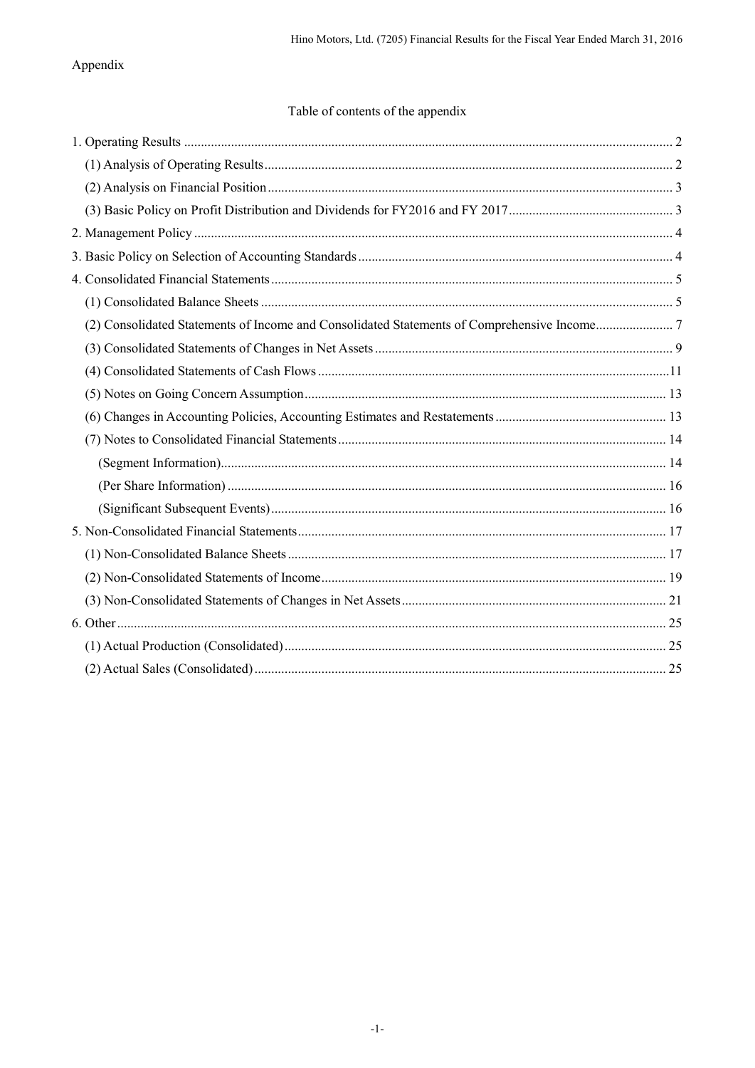Appendix

Table of contents of the appendix

1. Operating Results ........................................................ 2
   (1) Analysis of Operating Results ........................................ 2
   (2) Analysis on Financial Position ....................................... 3
   (3) Basic Policy on Profit Distribution and Dividends for FY2016 and FY 2017 ... 3
2. Management Policy ........................................................ 4
3. Basic Policy on Selection of Accounting Standards ....................... 4
4. Consolidated Financial Statements ........................................ 5
   (1) Consolidated Balance Sheets .......................................... 5
   (2) Consolidated Statements of Income and Consolidated Statements of Comprehensive Income ... 7
   (3) Consolidated Statements of Changes in Net Assets ..................... 9
   (4) Consolidated Statements of Cash Flows ................................ 11
   (5) Notes on Going Concern Assumption .................................... 13
   (6) Changes in Accounting Policies, Accounting Estimates and Restatements ... 13
   (7) Notes to Consolidated Financial Statements ........................... 14
      (Segment Information) ................................................. 14
      (Per Share Information) ............................................... 16
      (Significant Subsequent Events) ....................................... 16
5. Non-Consolidated Financial Statements .................................... 17
   (1) Non-Consolidated Balance Sheets ...................................... 17
   (2) Non-Consolidated Statements of Income ................................ 19
   (3) Non-Consolidated Statements of Changes in Net Assets ................. 21
6. Other .................................................................... 25
   (1) Actual Production (Consolidated) ..................................... 25
   (2) Actual Sales (Consolidated) .......................................... 25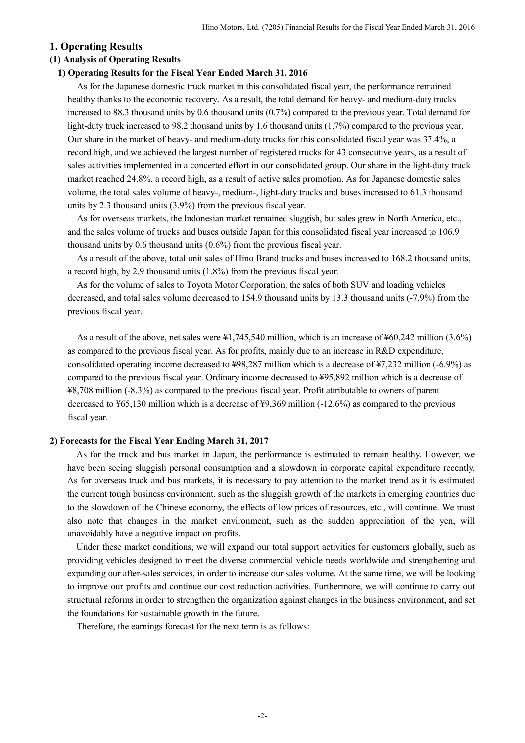## 1. Operating Results

### (1) Analysis of Operating Results

#### 1) Operating Results for the Fiscal Year Ended March 31, 2016

As for the Japanese domestic truck market in this consolidated fiscal year, the performance remained healthy thanks to the economic recovery. As a result, the total demand for heavy- and medium-duty trucks increased to 88.3 thousand units by 0.6 thousand units (0.7%) compared to the previous year. Total demand for light-duty truck increased to 98.2 thousand units by 1.6 thousand units (1.7%) compared to the previous year. Our share in the market of heavy- and medium-duty trucks for this consolidated fiscal year was 37.4%, a record high, and we achieved the largest number of registered trucks for 43 consecutive years, as a result of sales activities implemented in a concerted effort in our consolidated group. Our share in the light-duty truck market reached 24.8%, a record high, as a result of active sales promotion. As for Japanese domestic sales volume, the total sales volume of heavy-, medium-, light-duty trucks and buses increased to 61.3 thousand units by 2.3 thousand units (3.9%) from the previous fiscal year.

As for overseas markets, the Indonesian market remained sluggish, but sales grew in North America, etc., and the sales volume of trucks and buses outside Japan for this consolidated fiscal year increased to 106.9 thousand units by 0.6 thousand units (0.6%) from the previous fiscal year.

As a result of the above, total unit sales of Hino Brand trucks and buses increased to 168.2 thousand units, a record high, by 2.9 thousand units (1.8%) from the previous fiscal year.

As for the volume of sales to Toyota Motor Corporation, the sales of both SUV and loading vehicles decreased, and total sales volume decreased to 154.9 thousand units by 13.3 thousand units (-7.9%) from the previous fiscal year.

As a result of the above, net sales were ¥1,745,540 million, which is an increase of ¥60,242 million (3.6%) as compared to the previous fiscal year. As for profits, mainly due to an increase in R&D expenditure, consolidated operating income decreased to ¥98,287 million which is a decrease of ¥7,232 million (-6.9%) as compared to the previous fiscal year. Ordinary income decreased to ¥95,892 million which is a decrease of ¥8,708 million (-8.3%) as compared to the previous fiscal year. Profit attributable to owners of parent decreased to ¥65,130 million which is a decrease of ¥9,369 million (-12.6%) as compared to the previous fiscal year.

#### 2) Forecasts for the Fiscal Year Ending March 31, 2017

As for the truck and bus market in Japan, the performance is estimated to remain healthy. However, we have been seeing sluggish personal consumption and a slowdown in corporate capital expenditure recently. As for overseas truck and bus markets, it is necessary to pay attention to the market trend as it is estimated the current tough business environment, such as the sluggish growth of the markets in emerging countries due to the slowdown of the Chinese economy, the effects of low prices of resources, etc., will continue. We must also note that changes in the market environment, such as the sudden appreciation of the yen, will unavoidably have a negative impact on profits.

Under these market conditions, we will expand our total support activities for customers globally, such as providing vehicles designed to meet the diverse commercial vehicle needs worldwide and strengthening and expanding our after-sales services, in order to increase our sales volume. At the same time, we will be looking to improve our profits and continue our cost reduction activities. Furthermore, we will continue to carry out structural reforms in order to strengthen the organization against changes in the business environment, and set the foundations for sustainable growth in the future.

Therefore, the earnings forecast for the next term is as follows: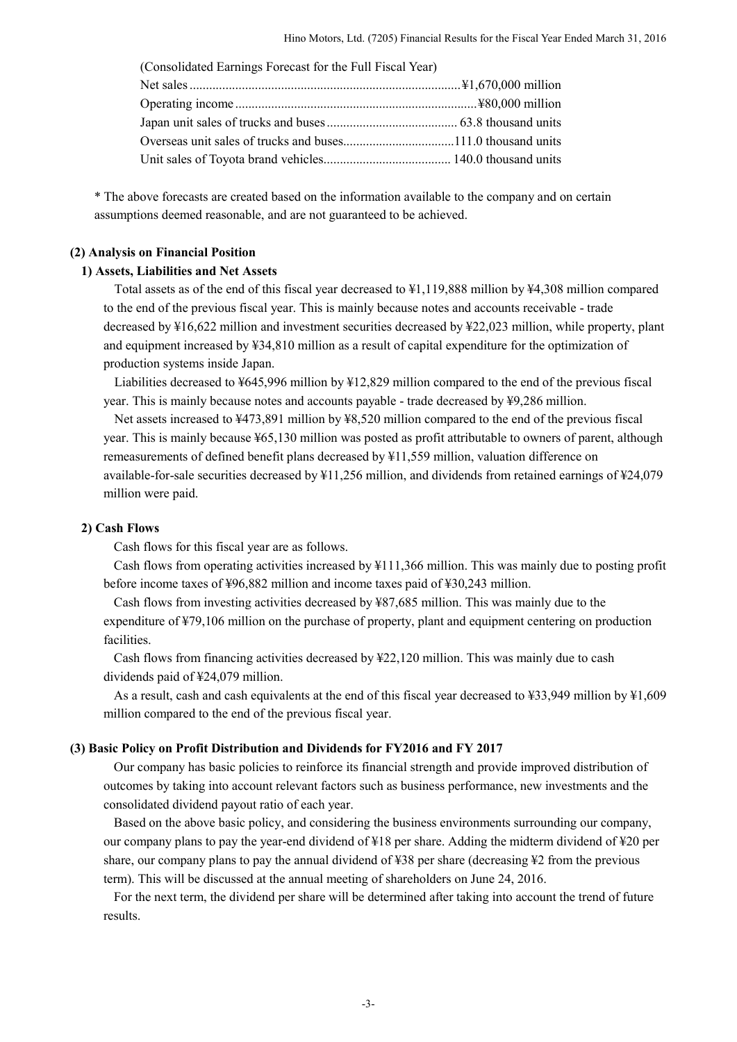(Consolidated Earnings Forecast for the Full Fiscal Year)

| | |
|---|---|
| Net sales | ¥1,670,000 million |
| Operating income | ¥80,000 million |
| Japan unit sales of trucks and buses | 63.8 thousand units |
| Overseas unit sales of trucks and buses | 111.0 thousand units |
| Unit sales of Toyota brand vehicles | 140.0 thousand units |

* The above forecasts are created based on the information available to the company and on certain assumptions deemed reasonable, and are not guaranteed to be achieved.

### (2) Analysis on Financial Position

#### 1) Assets, Liabilities and Net Assets

Total assets as of the end of this fiscal year decreased to ¥1,119,888 million by ¥4,308 million compared to the end of the previous fiscal year. This is mainly because notes and accounts receivable - trade decreased by ¥16,622 million and investment securities decreased by ¥22,023 million, while property, plant and equipment increased by ¥34,810 million as a result of capital expenditure for the optimization of production systems inside Japan.

Liabilities decreased to ¥645,996 million by ¥12,829 million compared to the end of the previous fiscal year. This is mainly because notes and accounts payable - trade decreased by ¥9,286 million.

Net assets increased to ¥473,891 million by ¥8,520 million compared to the end of the previous fiscal year. This is mainly because ¥65,130 million was posted as profit attributable to owners of parent, although remeasurements of defined benefit plans decreased by ¥11,559 million, valuation difference on available-for-sale securities decreased by ¥11,256 million, and dividends from retained earnings of ¥24,079 million were paid.

#### 2) Cash Flows

Cash flows for this fiscal year are as follows.

Cash flows from operating activities increased by ¥111,366 million. This was mainly due to posting profit before income taxes of ¥96,882 million and income taxes paid of ¥30,243 million.

Cash flows from investing activities decreased by ¥87,685 million. This was mainly due to the expenditure of ¥79,106 million on the purchase of property, plant and equipment centering on production facilities.

Cash flows from financing activities decreased by ¥22,120 million. This was mainly due to cash dividends paid of ¥24,079 million.

As a result, cash and cash equivalents at the end of this fiscal year decreased to ¥33,949 million by ¥1,609 million compared to the end of the previous fiscal year.

### (3) Basic Policy on Profit Distribution and Dividends for FY2016 and FY 2017

Our company has basic policies to reinforce its financial strength and provide improved distribution of outcomes by taking into account relevant factors such as business performance, new investments and the consolidated dividend payout ratio of each year.

Based on the above basic policy, and considering the business environments surrounding our company, our company plans to pay the year-end dividend of ¥18 per share. Adding the midterm dividend of ¥20 per share, our company plans to pay the annual dividend of ¥38 per share (decreasing ¥2 from the previous term). This will be discussed at the annual meeting of shareholders on June 24, 2016.

For the next term, the dividend per share will be determined after taking into account the trend of future results.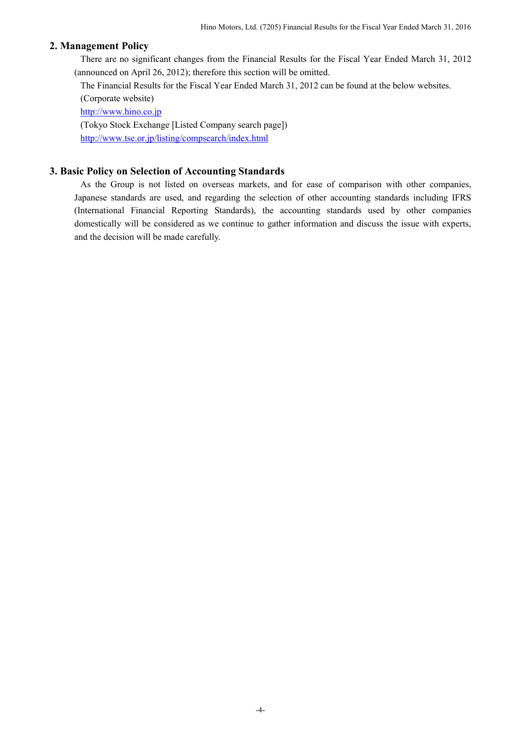## 2. Management Policy

There are no significant changes from the Financial Results for the Fiscal Year Ended March 31, 2012 (announced on April 26, 2012); therefore this section will be omitted.

The Financial Results for the Fiscal Year Ended March 31, 2012 can be found at the below websites.

(Corporate website)

http://www.hino.co.jp

(Tokyo Stock Exchange [Listed Company search page])

http://www.tse.or.jp/listing/compsearch/index.html

## 3. Basic Policy on Selection of Accounting Standards

As the Group is not listed on overseas markets, and for ease of comparison with other companies, Japanese standards are used, and regarding the selection of other accounting standards including IFRS (International Financial Reporting Standards), the accounting standards used by other companies domestically will be considered as we continue to gather information and discuss the issue with experts, and the decision will be made carefully.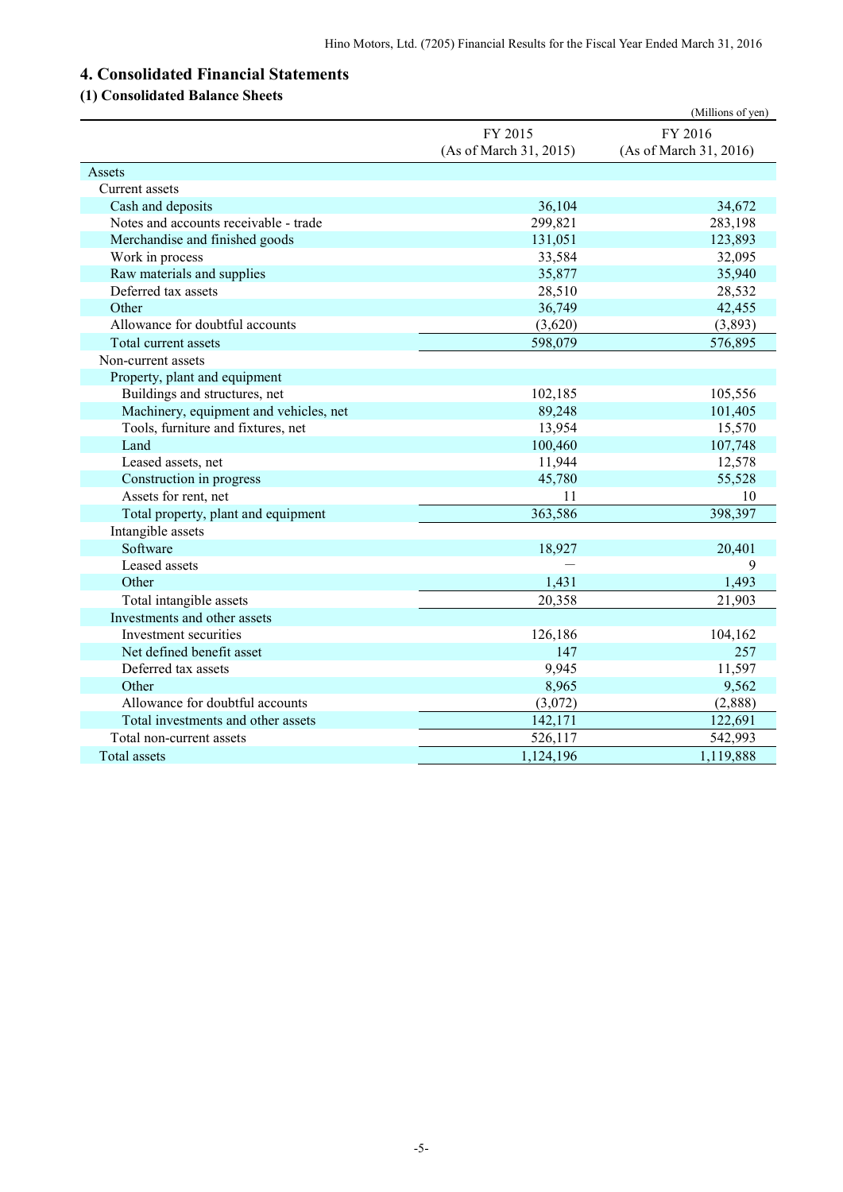## 4. Consolidated Financial Statements

### (1) Consolidated Balance Sheets

(Millions of yen)

| | FY 2015 (As of March 31, 2015) | FY 2016 (As of March 31, 2016) |
|---|---|---|
| Assets | | |
| Current assets | | |
| Cash and deposits | 36,104 | 34,672 |
| Notes and accounts receivable - trade | 299,821 | 283,198 |
| Merchandise and finished goods | 131,051 | 123,893 |
| Work in process | 33,584 | 32,095 |
| Raw materials and supplies | 35,877 | 35,940 |
| Deferred tax assets | 28,510 | 28,532 |
| Other | 36,749 | 42,455 |
| Allowance for doubtful accounts | (3,620) | (3,893) |
| Total current assets | 598,079 | 576,895 |
| Non-current assets | | |
| Property, plant and equipment | | |
| Buildings and structures, net | 102,185 | 105,556 |
| Machinery, equipment and vehicles, net | 89,248 | 101,405 |
| Tools, furniture and fixtures, net | 13,954 | 15,570 |
| Land | 100,460 | 107,748 |
| Leased assets, net | 11,944 | 12,578 |
| Construction in progress | 45,780 | 55,528 |
| Assets for rent, net | 11 | 10 |
| Total property, plant and equipment | 363,586 | 398,397 |
| Intangible assets | | |
| Software | 18,927 | 20,401 |
| Leased assets | ― | 9 |
| Other | 1,431 | 1,493 |
| Total intangible assets | 20,358 | 21,903 |
| Investments and other assets | | |
| Investment securities | 126,186 | 104,162 |
| Net defined benefit asset | 147 | 257 |
| Deferred tax assets | 9,945 | 11,597 |
| Other | 8,965 | 9,562 |
| Allowance for doubtful accounts | (3,072) | (2,888) |
| Total investments and other assets | 142,171 | 122,691 |
| Total non-current assets | 526,117 | 542,993 |
| Total assets | 1,124,196 | 1,119,888 |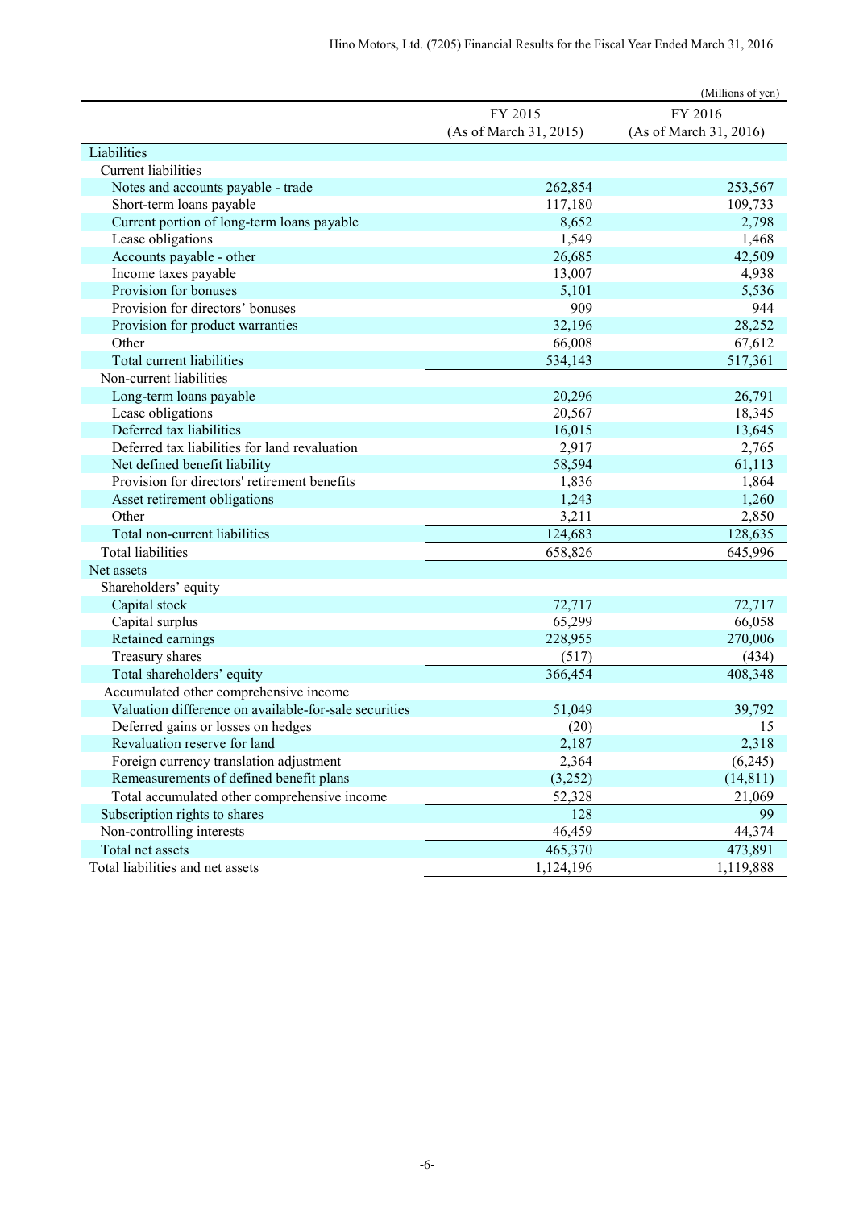(Millions of yen)

| | FY 2015 (As of March 31, 2015) | FY 2016 (As of March 31, 2016) |
|---|---|---|
| Liabilities | | |
| Current liabilities | | |
| Notes and accounts payable - trade | 262,854 | 253,567 |
| Short-term loans payable | 117,180 | 109,733 |
| Current portion of long-term loans payable | 8,652 | 2,798 |
| Lease obligations | 1,549 | 1,468 |
| Accounts payable - other | 26,685 | 42,509 |
| Income taxes payable | 13,007 | 4,938 |
| Provision for bonuses | 5,101 | 5,536 |
| Provision for directors' bonuses | 909 | 944 |
| Provision for product warranties | 32,196 | 28,252 |
| Other | 66,008 | 67,612 |
| Total current liabilities | 534,143 | 517,361 |
| Non-current liabilities | | |
| Long-term loans payable | 20,296 | 26,791 |
| Lease obligations | 20,567 | 18,345 |
| Deferred tax liabilities | 16,015 | 13,645 |
| Deferred tax liabilities for land revaluation | 2,917 | 2,765 |
| Net defined benefit liability | 58,594 | 61,113 |
| Provision for directors' retirement benefits | 1,836 | 1,864 |
| Asset retirement obligations | 1,243 | 1,260 |
| Other | 3,211 | 2,850 |
| Total non-current liabilities | 124,683 | 128,635 |
| Total liabilities | 658,826 | 645,996 |
| Net assets | | |
| Shareholders' equity | | |
| Capital stock | 72,717 | 72,717 |
| Capital surplus | 65,299 | 66,058 |
| Retained earnings | 228,955 | 270,006 |
| Treasury shares | (517) | (434) |
| Total shareholders' equity | 366,454 | 408,348 |
| Accumulated other comprehensive income | | |
| Valuation difference on available-for-sale securities | 51,049 | 39,792 |
| Deferred gains or losses on hedges | (20) | 15 |
| Revaluation reserve for land | 2,187 | 2,318 |
| Foreign currency translation adjustment | 2,364 | (6,245) |
| Remeasurements of defined benefit plans | (3,252) | (14,811) |
| Total accumulated other comprehensive income | 52,328 | 21,069 |
| Subscription rights to shares | 128 | 99 |
| Non-controlling interests | 46,459 | 44,374 |
| Total net assets | 465,370 | 473,891 |
| Total liabilities and net assets | 1,124,196 | 1,119,888 |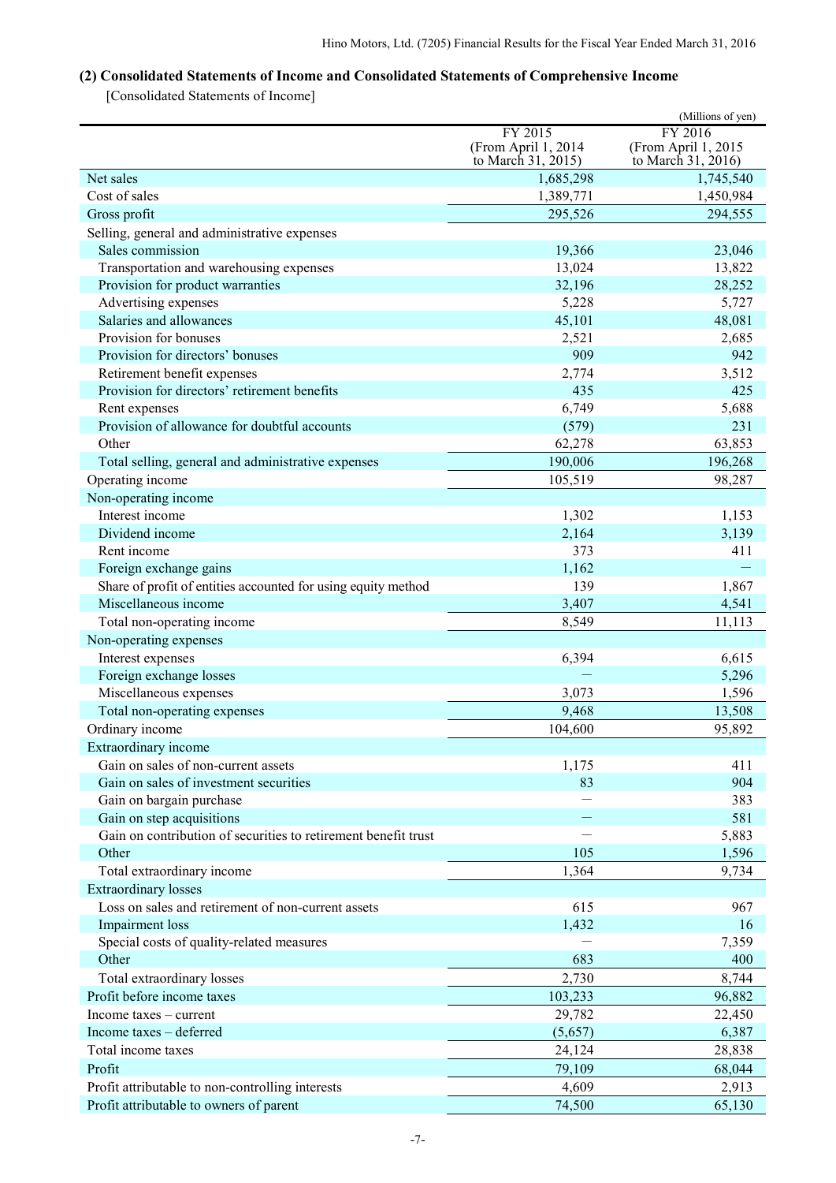### (2) Consolidated Statements of Income and Consolidated Statements of Comprehensive Income

[Consolidated Statements of Income]

(Millions of yen)

| | FY 2015 (From April 1, 2014 to March 31, 2015) | FY 2016 (From April 1, 2015 to March 31, 2016) |
|---|---|---|
| Net sales | 1,685,298 | 1,745,540 |
| Cost of sales | 1,389,771 | 1,450,984 |
| Gross profit | 295,526 | 294,555 |
| Selling, general and administrative expenses | | |
| Sales commission | 19,366 | 23,046 |
| Transportation and warehousing expenses | 13,024 | 13,822 |
| Provision for product warranties | 32,196 | 28,252 |
| Advertising expenses | 5,228 | 5,727 |
| Salaries and allowances | 45,101 | 48,081 |
| Provision for bonuses | 2,521 | 2,685 |
| Provision for directors' bonuses | 909 | 942 |
| Retirement benefit expenses | 2,774 | 3,512 |
| Provision for directors' retirement benefits | 435 | 425 |
| Rent expenses | 6,749 | 5,688 |
| Provision of allowance for doubtful accounts | (579) | 231 |
| Other | 62,278 | 63,853 |
| Total selling, general and administrative expenses | 190,006 | 196,268 |
| Operating income | 105,519 | 98,287 |
| Non-operating income | | |
| Interest income | 1,302 | 1,153 |
| Dividend income | 2,164 | 3,139 |
| Rent income | 373 | 411 |
| Foreign exchange gains | 1,162 | — |
| Share of profit of entities accounted for using equity method | 139 | 1,867 |
| Miscellaneous income | 3,407 | 4,541 |
| Total non-operating income | 8,549 | 11,113 |
| Non-operating expenses | | |
| Interest expenses | 6,394 | 6,615 |
| Foreign exchange losses | — | 5,296 |
| Miscellaneous expenses | 3,073 | 1,596 |
| Total non-operating expenses | 9,468 | 13,508 |
| Ordinary income | 104,600 | 95,892 |
| Extraordinary income | | |
| Gain on sales of non-current assets | 1,175 | 411 |
| Gain on sales of investment securities | 83 | 904 |
| Gain on bargain purchase | — | 383 |
| Gain on step acquisitions | — | 581 |
| Gain on contribution of securities to retirement benefit trust | — | 5,883 |
| Other | 105 | 1,596 |
| Total extraordinary income | 1,364 | 9,734 |
| Extraordinary losses | | |
| Loss on sales and retirement of non-current assets | 615 | 967 |
| Impairment loss | 1,432 | 16 |
| Special costs of quality-related measures | — | 7,359 |
| Other | 683 | 400 |
| Total extraordinary losses | 2,730 | 8,744 |
| Profit before income taxes | 103,233 | 96,882 |
| Income taxes – current | 29,782 | 22,450 |
| Income taxes – deferred | (5,657) | 6,387 |
| Total income taxes | 24,124 | 28,838 |
| Profit | 79,109 | 68,044 |
| Profit attributable to non-controlling interests | 4,609 | 2,913 |
| Profit attributable to owners of parent | 74,500 | 65,130 |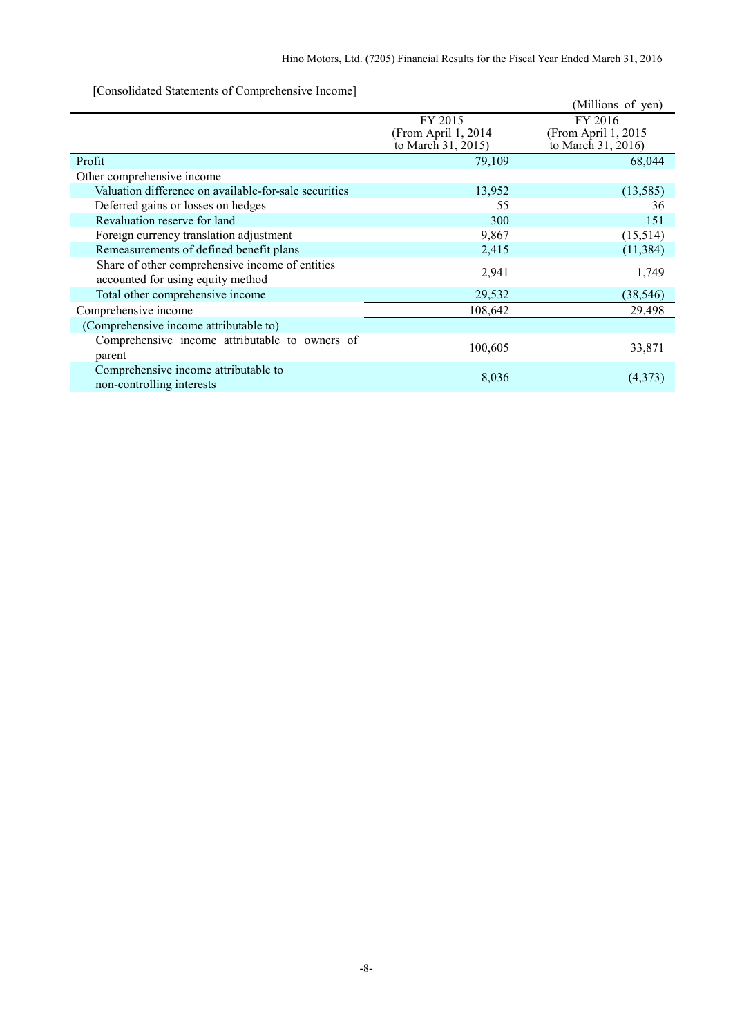[Consolidated Statements of Comprehensive Income]

(Millions of yen)

| | FY 2015 (From April 1, 2014 to March 31, 2015) | FY 2016 (From April 1, 2015 to March 31, 2016) |
|---|---|---|
| Profit | 79,109 | 68,044 |
| Other comprehensive income | | |
| Valuation difference on available-for-sale securities | 13,952 | (13,585) |
| Deferred gains or losses on hedges | 55 | 36 |
| Revaluation reserve for land | 300 | 151 |
| Foreign currency translation adjustment | 9,867 | (15,514) |
| Remeasurements of defined benefit plans | 2,415 | (11,384) |
| Share of other comprehensive income of entities accounted for using equity method | 2,941 | 1,749 |
| Total other comprehensive income | 29,532 | (38,546) |
| Comprehensive income | 108,642 | 29,498 |
| (Comprehensive income attributable to) | | |
| Comprehensive income attributable to owners of parent | 100,605 | 33,871 |
| Comprehensive income attributable to non-controlling interests | 8,036 | (4,373) |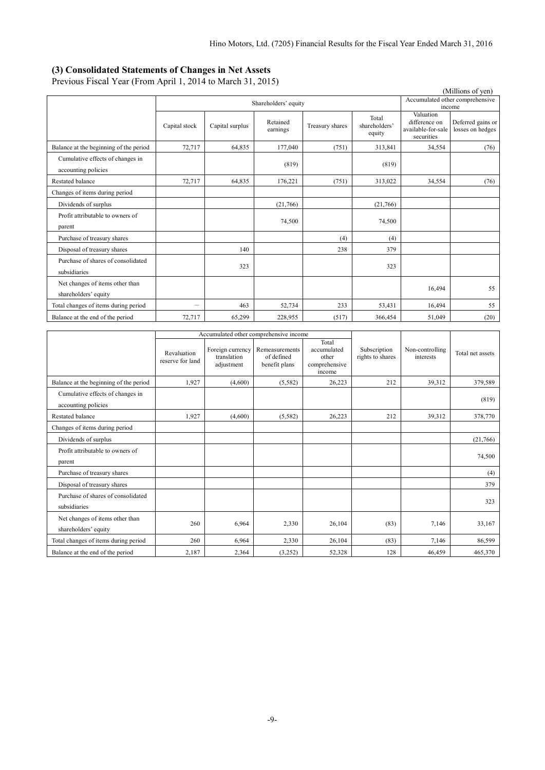### (3) Consolidated Statements of Changes in Net Assets

Previous Fiscal Year (From April 1, 2014 to March 31, 2015)

(Millions of yen)

| | Shareholders' equity | | | | | Accumulated other comprehensive income | |
|---|---|---|---|---|---|---|---|
| | Capital stock | Capital surplus | Retained earnings | Treasury shares | Total shareholders' equity | Valuation difference on available-for-sale securities | Deferred gains or losses on hedges |
| Balance at the beginning of the period | 72,717 | 64,835 | 177,040 | (751) | 313,841 | 34,554 | (76) |
| Cumulative effects of changes in accounting policies | | | (819) | | (819) | | |
| Restated balance | 72,717 | 64,835 | 176,221 | (751) | 313,022 | 34,554 | (76) |
| Changes of items during period | | | | | | | |
| Dividends of surplus | | | (21,766) | | (21,766) | | |
| Profit attributable to owners of parent | | | 74,500 | | 74,500 | | |
| Purchase of treasury shares | | | | (4) | (4) | | |
| Disposal of treasury shares | | 140 | | 238 | 379 | | |
| Purchase of shares of consolidated subsidiaries | | 323 | | | 323 | | |
| Net changes of items other than shareholders' equity | | | | | | 16,494 | 55 |
| Total changes of items during period | — | 463 | 52,734 | 233 | 53,431 | 16,494 | 55 |
| Balance at the end of the period | 72,717 | 65,299 | 228,955 | (517) | 366,454 | 51,049 | (20) |

| | Accumulated other comprehensive income | | | | Subscription rights to shares | Non-controlling interests | Total net assets |
|---|---|---|---|---|---|---|---|
| | Revaluation reserve for land | Foreign currency translation adjustment | Remeasurements of defined benefit plans | Total accumulated other comprehensive income | | | |
| Balance at the beginning of the period | 1,927 | (4,600) | (5,582) | 26,223 | 212 | 39,312 | 379,589 |
| Cumulative effects of changes in accounting policies | | | | | | | (819) |
| Restated balance | 1,927 | (4,600) | (5,582) | 26,223 | 212 | 39,312 | 378,770 |
| Changes of items during period | | | | | | | |
| Dividends of surplus | | | | | | | (21,766) |
| Profit attributable to owners of parent | | | | | | | 74,500 |
| Purchase of treasury shares | | | | | | | (4) |
| Disposal of treasury shares | | | | | | | 379 |
| Purchase of shares of consolidated subsidiaries | | | | | | | 323 |
| Net changes of items other than shareholders' equity | 260 | 6,964 | 2,330 | 26,104 | (83) | 7,146 | 33,167 |
| Total changes of items during period | 260 | 6,964 | 2,330 | 26,104 | (83) | 7,146 | 86,599 |
| Balance at the end of the period | 2,187 | 2,364 | (3,252) | 52,328 | 128 | 46,459 | 465,370 |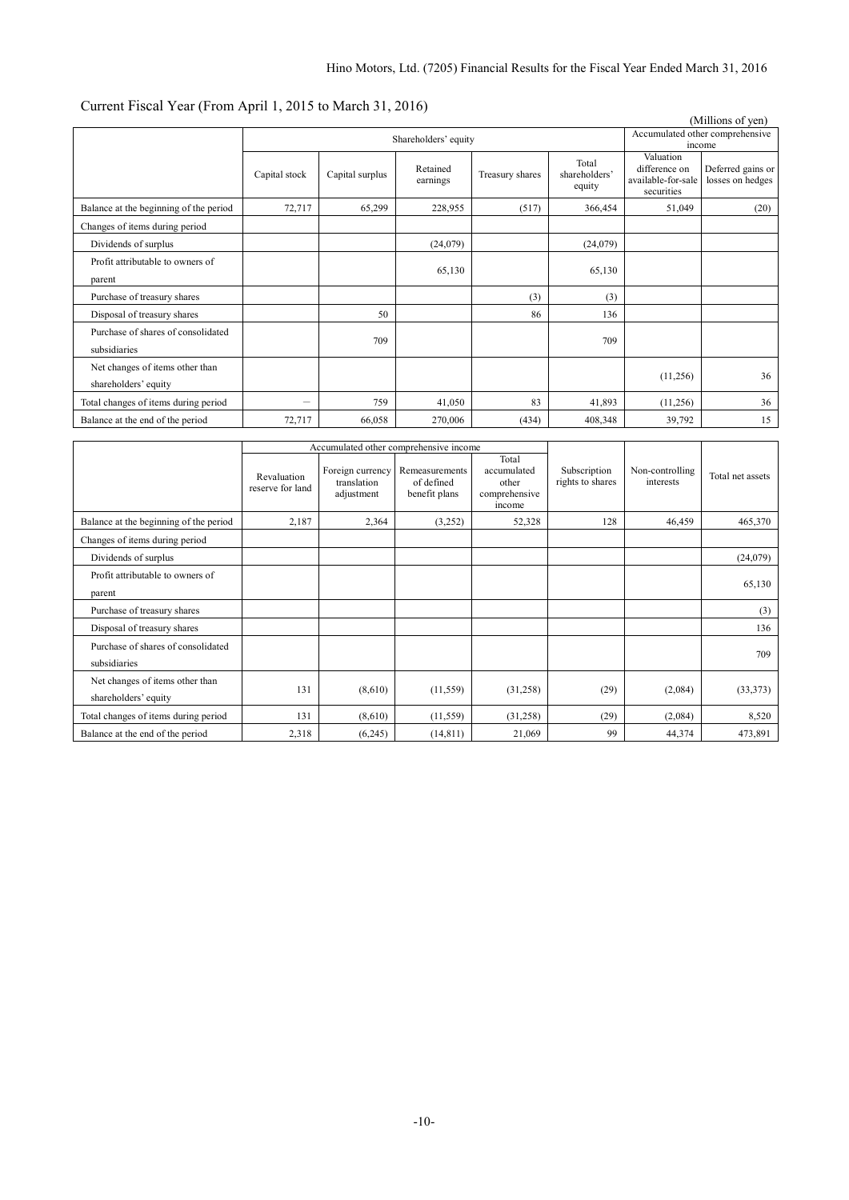Current Fiscal Year (From April 1, 2015 to March 31, 2016)

(Millions of yen)

| | Shareholders' equity | | | | | Accumulated other comprehensive income | |
|---|---|---|---|---|---|---|---|
| | Capital stock | Capital surplus | Retained earnings | Treasury shares | Total shareholders' equity | Valuation difference on available-for-sale securities | Deferred gains or losses on hedges |
| Balance at the beginning of the period | 72,717 | 65,299 | 228,955 | (517) | 366,454 | 51,049 | (20) |
| Changes of items during period | | | | | | | |
| Dividends of surplus | | | (24,079) | | (24,079) | | |
| Profit attributable to owners of parent | | | 65,130 | | 65,130 | | |
| Purchase of treasury shares | | | | (3) | (3) | | |
| Disposal of treasury shares | | 50 | | 86 | 136 | | |
| Purchase of shares of consolidated subsidiaries | | 709 | | | 709 | | |
| Net changes of items other than shareholders' equity | | | | | | (11,256) | 36 |
| Total changes of items during period | — | 759 | 41,050 | 83 | 41,893 | (11,256) | 36 |
| Balance at the end of the period | 72,717 | 66,058 | 270,006 | (434) | 408,348 | 39,792 | 15 |

| | Accumulated other comprehensive income | | | | | | |
|---|---|---|---|---|---|---|---|
| | Revaluation reserve for land | Foreign currency translation adjustment | Remeasurements of defined benefit plans | Total accumulated other comprehensive income | Subscription rights to shares | Non-controlling interests | Total net assets |
| Balance at the beginning of the period | 2,187 | 2,364 | (3,252) | 52,328 | 128 | 46,459 | 465,370 |
| Changes of items during period | | | | | | | |
| Dividends of surplus | | | | | | | (24,079) |
| Profit attributable to owners of parent | | | | | | | 65,130 |
| Purchase of treasury shares | | | | | | | (3) |
| Disposal of treasury shares | | | | | | | 136 |
| Purchase of shares of consolidated subsidiaries | | | | | | | 709 |
| Net changes of items other than shareholders' equity | 131 | (8,610) | (11,559) | (31,258) | (29) | (2,084) | (33,373) |
| Total changes of items during period | 131 | (8,610) | (11,559) | (31,258) | (29) | (2,084) | 8,520 |
| Balance at the end of the period | 2,318 | (6,245) | (14,811) | 21,069 | 99 | 44,374 | 473,891 |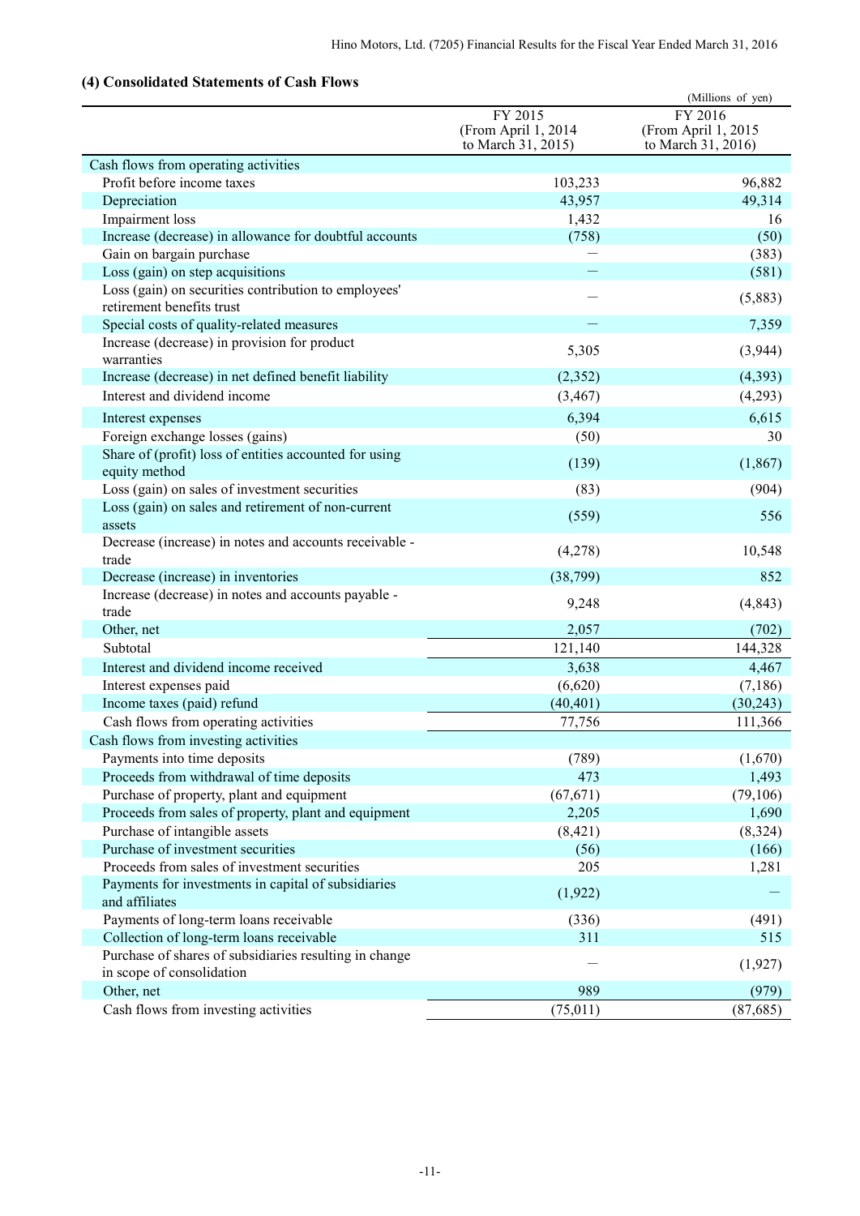### (4) Consolidated Statements of Cash Flows

(Millions of yen)

| | FY 2015 (From April 1, 2014 to March 31, 2015) | FY 2016 (From April 1, 2015 to March 31, 2016) |
|---|---|---|
| Cash flows from operating activities | | |
| Profit before income taxes | 103,233 | 96,882 |
| Depreciation | 43,957 | 49,314 |
| Impairment loss | 1,432 | 16 |
| Increase (decrease) in allowance for doubtful accounts | (758) | (50) |
| Gain on bargain purchase | — | (383) |
| Loss (gain) on step acquisitions | — | (581) |
| Loss (gain) on securities contribution to employees' retirement benefits trust | — | (5,883) |
| Special costs of quality-related measures | — | 7,359 |
| Increase (decrease) in provision for product warranties | 5,305 | (3,944) |
| Increase (decrease) in net defined benefit liability | (2,352) | (4,393) |
| Interest and dividend income | (3,467) | (4,293) |
| Interest expenses | 6,394 | 6,615 |
| Foreign exchange losses (gains) | (50) | 30 |
| Share of (profit) loss of entities accounted for using equity method | (139) | (1,867) |
| Loss (gain) on sales of investment securities | (83) | (904) |
| Loss (gain) on sales and retirement of non-current assets | (559) | 556 |
| Decrease (increase) in notes and accounts receivable - trade | (4,278) | 10,548 |
| Decrease (increase) in inventories | (38,799) | 852 |
| Increase (decrease) in notes and accounts payable - trade | 9,248 | (4,843) |
| Other, net | 2,057 | (702) |
| Subtotal | 121,140 | 144,328 |
| Interest and dividend income received | 3,638 | 4,467 |
| Interest expenses paid | (6,620) | (7,186) |
| Income taxes (paid) refund | (40,401) | (30,243) |
| Cash flows from operating activities | 77,756 | 111,366 |
| Cash flows from investing activities | | |
| Payments into time deposits | (789) | (1,670) |
| Proceeds from withdrawal of time deposits | 473 | 1,493 |
| Purchase of property, plant and equipment | (67,671) | (79,106) |
| Proceeds from sales of property, plant and equipment | 2,205 | 1,690 |
| Purchase of intangible assets | (8,421) | (8,324) |
| Purchase of investment securities | (56) | (166) |
| Proceeds from sales of investment securities | 205 | 1,281 |
| Payments for investments in capital of subsidiaries and affiliates | (1,922) | — |
| Payments of long-term loans receivable | (336) | (491) |
| Collection of long-term loans receivable | 311 | 515 |
| Purchase of shares of subsidiaries resulting in change in scope of consolidation | — | (1,927) |
| Other, net | 989 | (979) |
| Cash flows from investing activities | (75,011) | (87,685) |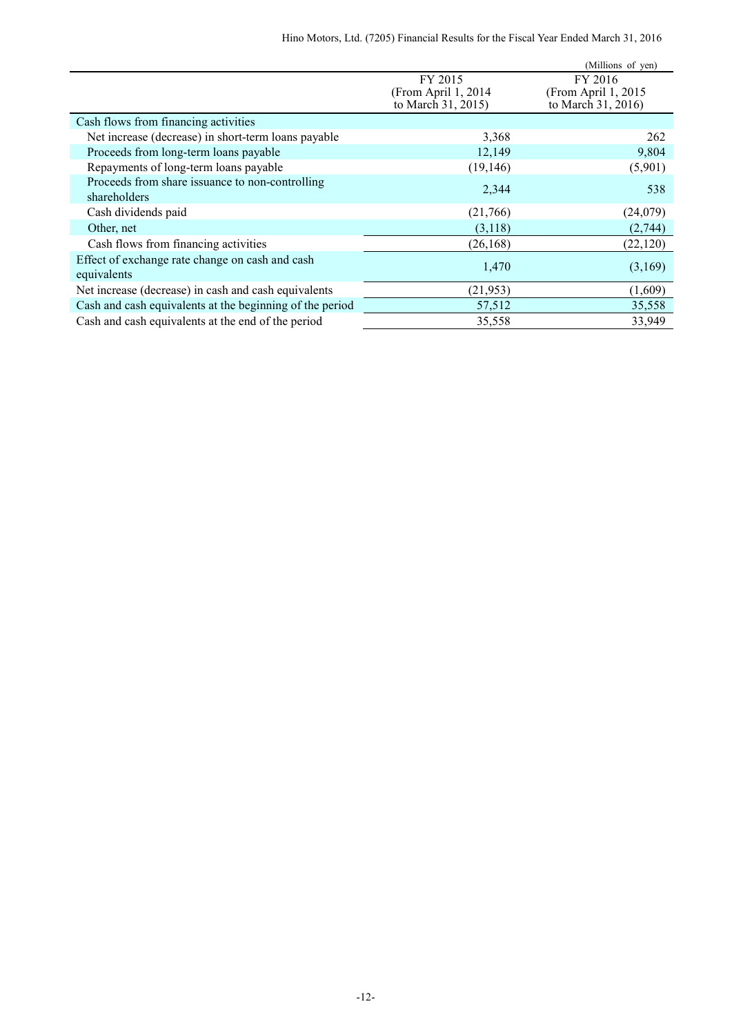(Millions of yen)

| | FY 2015 (From April 1, 2014 to March 31, 2015) | FY 2016 (From April 1, 2015 to March 31, 2016) |
|---|---|---|
| Cash flows from financing activities | | |
| Net increase (decrease) in short-term loans payable | 3,368 | 262 |
| Proceeds from long-term loans payable | 12,149 | 9,804 |
| Repayments of long-term loans payable | (19,146) | (5,901) |
| Proceeds from share issuance to non-controlling shareholders | 2,344 | 538 |
| Cash dividends paid | (21,766) | (24,079) |
| Other, net | (3,118) | (2,744) |
| Cash flows from financing activities | (26,168) | (22,120) |
| Effect of exchange rate change on cash and cash equivalents | 1,470 | (3,169) |
| Net increase (decrease) in cash and cash equivalents | (21,953) | (1,609) |
| Cash and cash equivalents at the beginning of the period | 57,512 | 35,558 |
| Cash and cash equivalents at the end of the period | 35,558 | 33,949 |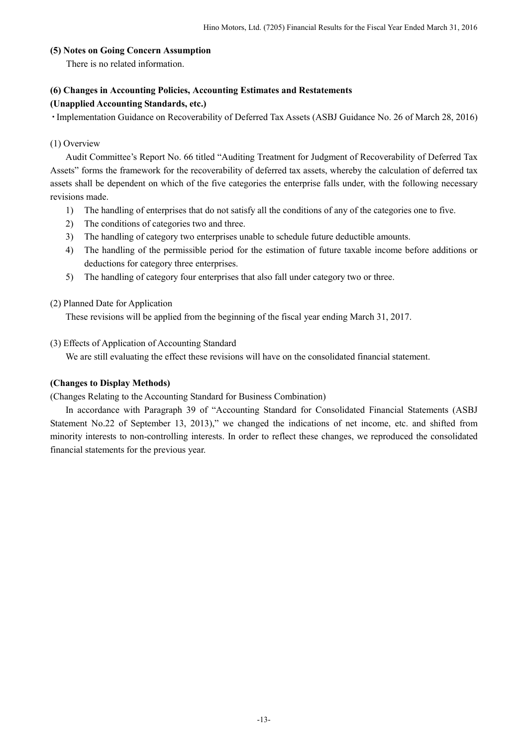### (5) Notes on Going Concern Assumption

There is no related information.

### (6) Changes in Accounting Policies, Accounting Estimates and Restatements

**(Unapplied Accounting Standards, etc.)**

・Implementation Guidance on Recoverability of Deferred Tax Assets (ASBJ Guidance No. 26 of March 28, 2016)

(1) Overview

Audit Committee's Report No. 66 titled "Auditing Treatment for Judgment of Recoverability of Deferred Tax Assets" forms the framework for the recoverability of deferred tax assets, whereby the calculation of deferred tax assets shall be dependent on which of the five categories the enterprise falls under, with the following necessary revisions made.

1) The handling of enterprises that do not satisfy all the conditions of any of the categories one to five.
2) The conditions of categories two and three.
3) The handling of category two enterprises unable to schedule future deductible amounts.
4) The handling of the permissible period for the estimation of future taxable income before additions or deductions for category three enterprises.
5) The handling of category four enterprises that also fall under category two or three.

(2) Planned Date for Application

These revisions will be applied from the beginning of the fiscal year ending March 31, 2017.

(3) Effects of Application of Accounting Standard

We are still evaluating the effect these revisions will have on the consolidated financial statement.

**(Changes to Display Methods)**

(Changes Relating to the Accounting Standard for Business Combination)

In accordance with Paragraph 39 of "Accounting Standard for Consolidated Financial Statements (ASBJ Statement No.22 of September 13, 2013)," we changed the indications of net income, etc. and shifted from minority interests to non-controlling interests. In order to reflect these changes, we reproduced the consolidated financial statements for the previous year.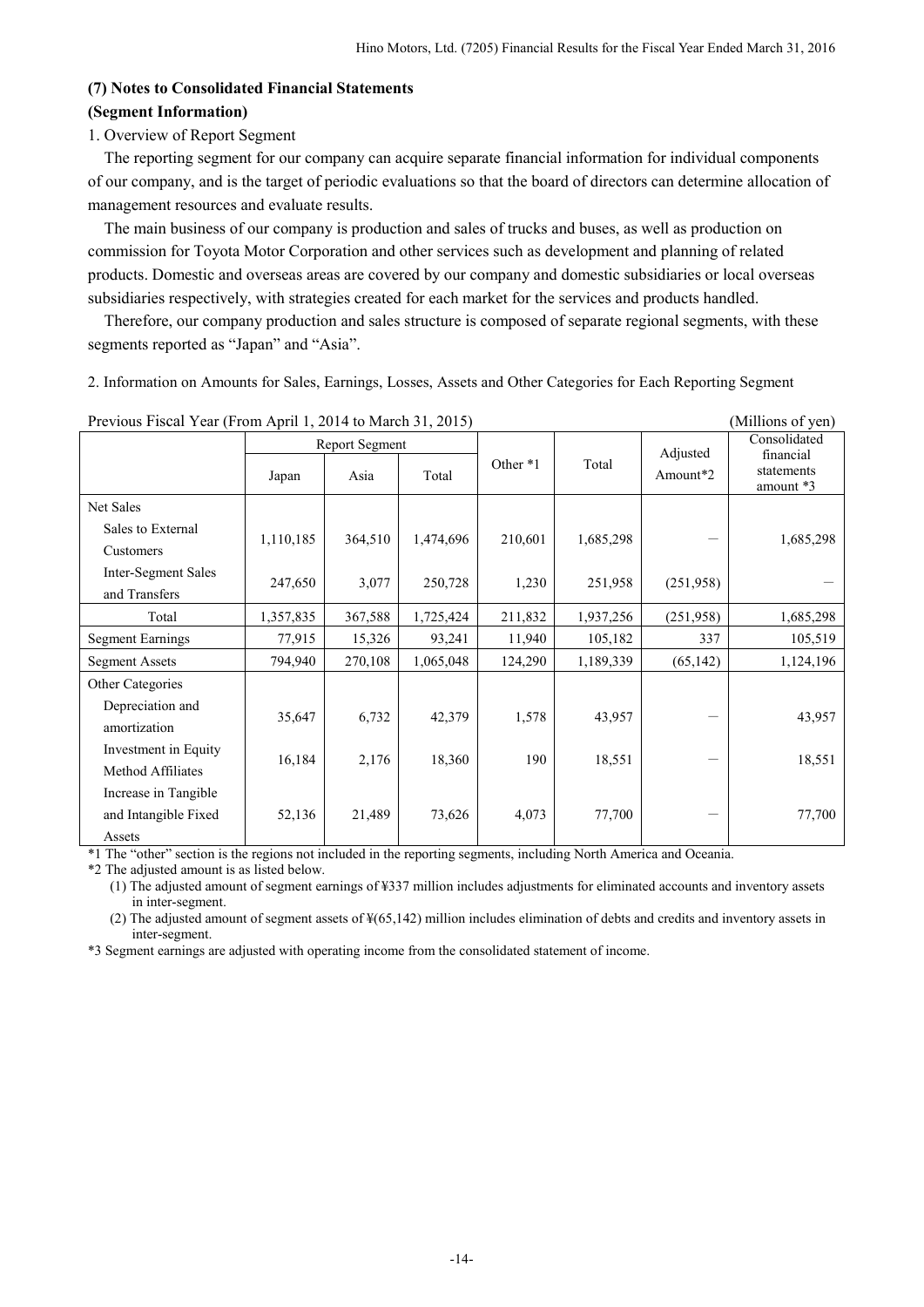### (7) Notes to Consolidated Financial Statements

### (Segment Information)

1. Overview of Report Segment

The reporting segment for our company can acquire separate financial information for individual components of our company, and is the target of periodic evaluations so that the board of directors can determine allocation of management resources and evaluate results.

The main business of our company is production and sales of trucks and buses, as well as production on commission for Toyota Motor Corporation and other services such as development and planning of related products. Domestic and overseas areas are covered by our company and domestic subsidiaries or local overseas subsidiaries respectively, with strategies created for each market for the services and products handled.

Therefore, our company production and sales structure is composed of separate regional segments, with these segments reported as "Japan" and "Asia".

2. Information on Amounts for Sales, Earnings, Losses, Assets and Other Categories for Each Reporting Segment

Previous Fiscal Year (From April 1, 2014 to March 31, 2015) (Millions of yen)

| | Report Segment | | | Other *1 | Total | Adjusted Amount*2 | Consolidated financial statements amount *3 |
|---|---|---|---|---|---|---|---|
| | Japan | Asia | Total | | | | |
| Net Sales | | | | | | | |
| Sales to External Customers | 1,110,185 | 364,510 | 1,474,696 | 210,601 | 1,685,298 | — | 1,685,298 |
| Inter-Segment Sales and Transfers | 247,650 | 3,077 | 250,728 | 1,230 | 251,958 | (251,958) | — |
| Total | 1,357,835 | 367,588 | 1,725,424 | 211,832 | 1,937,256 | (251,958) | 1,685,298 |
| Segment Earnings | 77,915 | 15,326 | 93,241 | 11,940 | 105,182 | 337 | 105,519 |
| Segment Assets | 794,940 | 270,108 | 1,065,048 | 124,290 | 1,189,339 | (65,142) | 1,124,196 |
| Other Categories | | | | | | | |
| Depreciation and amortization | 35,647 | 6,732 | 42,379 | 1,578 | 43,957 | — | 43,957 |
| Investment in Equity Method Affiliates | 16,184 | 2,176 | 18,360 | 190 | 18,551 | — | 18,551 |
| Increase in Tangible and Intangible Fixed Assets | 52,136 | 21,489 | 73,626 | 4,073 | 77,700 | — | 77,700 |

*1 The "other" section is the regions not included in the reporting segments, including North America and Oceania.

*2 The adjusted amount is as listed below.

(1) The adjusted amount of segment earnings of ¥337 million includes adjustments for eliminated accounts and inventory assets in inter-segment.

(2) The adjusted amount of segment assets of ¥(65,142) million includes elimination of debts and credits and inventory assets in inter-segment.

*3 Segment earnings are adjusted with operating income from the consolidated statement of income.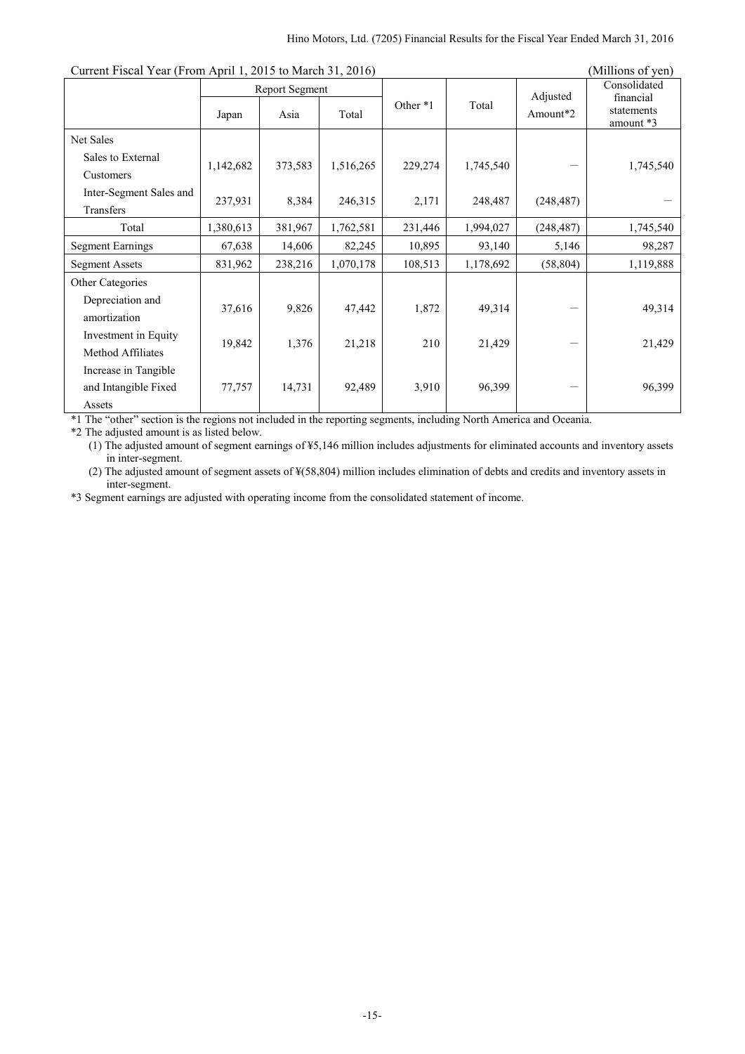Current Fiscal Year (From April 1, 2015 to March 31, 2016) (Millions of yen)

| | Report Segment | | | Other *1 | Total | Adjusted Amount*2 | Consolidated financial statements amount *3 |
|---|---|---|---|---|---|---|---|
| | Japan | Asia | Total | | | | |
| Net Sales | | | | | | | |
| Sales to External Customers | 1,142,682 | 373,583 | 1,516,265 | 229,274 | 1,745,540 | — | 1,745,540 |
| Inter-Segment Sales and Transfers | 237,931 | 8,384 | 246,315 | 2,171 | 248,487 | (248,487) | — |
| Total | 1,380,613 | 381,967 | 1,762,581 | 231,446 | 1,994,027 | (248,487) | 1,745,540 |
| Segment Earnings | 67,638 | 14,606 | 82,245 | 10,895 | 93,140 | 5,146 | 98,287 |
| Segment Assets | 831,962 | 238,216 | 1,070,178 | 108,513 | 1,178,692 | (58,804) | 1,119,888 |
| Other Categories | | | | | | | |
| Depreciation and amortization | 37,616 | 9,826 | 47,442 | 1,872 | 49,314 | — | 49,314 |
| Investment in Equity Method Affiliates | 19,842 | 1,376 | 21,218 | 210 | 21,429 | — | 21,429 |
| Increase in Tangible and Intangible Fixed Assets | 77,757 | 14,731 | 92,489 | 3,910 | 96,399 | — | 96,399 |

*1 The "other" section is the regions not included in the reporting segments, including North America and Oceania.

*2 The adjusted amount is as listed below.

(1) The adjusted amount of segment earnings of ¥5,146 million includes adjustments for eliminated accounts and inventory assets in inter-segment.

(2) The adjusted amount of segment assets of ¥(58,804) million includes elimination of debts and credits and inventory assets in inter-segment.

*3 Segment earnings are adjusted with operating income from the consolidated statement of income.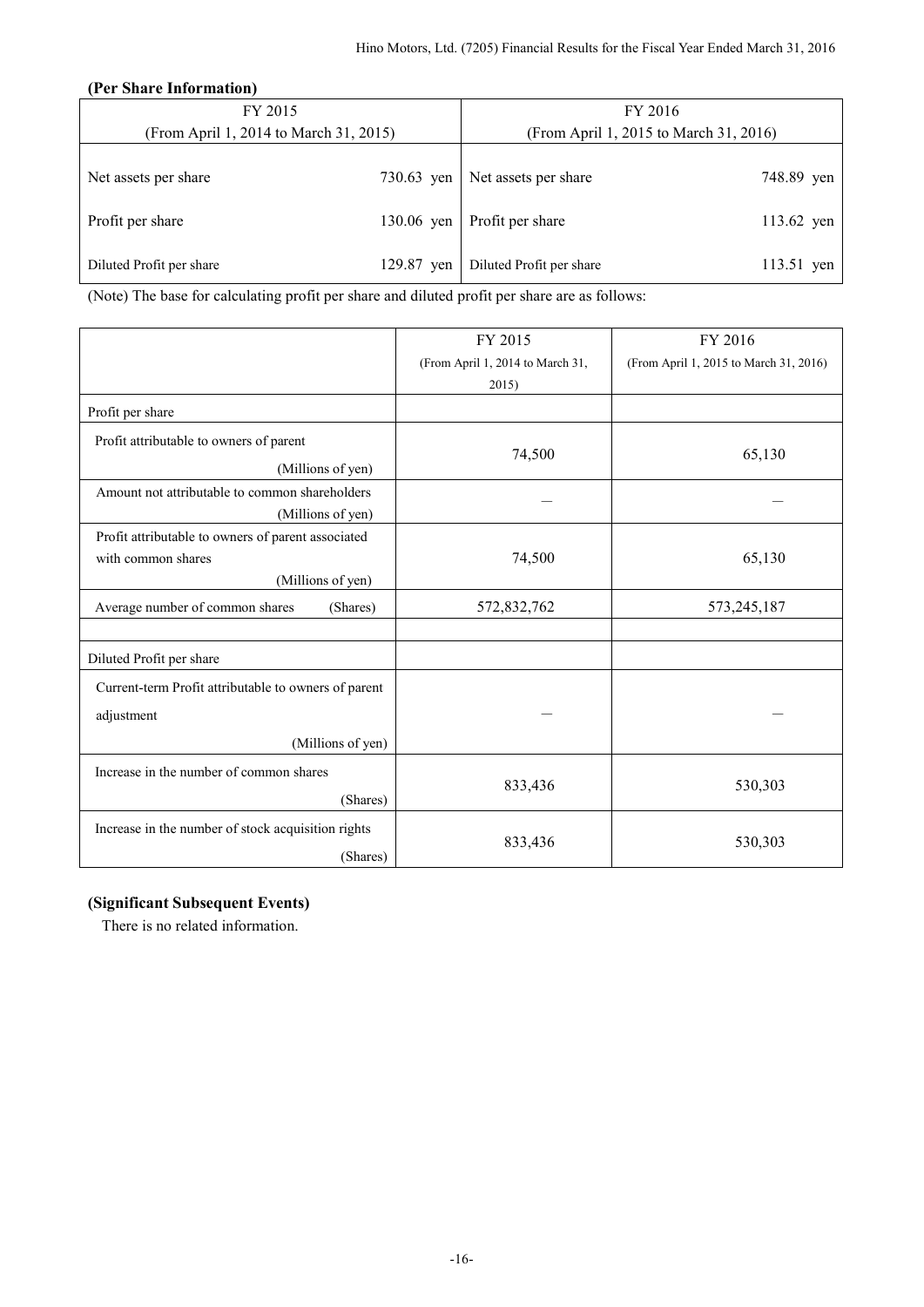**(Per Share Information)**

| FY 2015<br>(From April 1, 2014 to March 31, 2015) | | FY 2016<br>(From April 1, 2015 to March 31, 2016) | |
|---|---|---|---|
| Net assets per share | 730.63 yen | Net assets per share | 748.89 yen |
| Profit per share | 130.06 yen | Profit per share | 113.62 yen |
| Diluted Profit per share | 129.87 yen | Diluted Profit per share | 113.51 yen |

(Note) The base for calculating profit per share and diluted profit per share are as follows:

| | FY 2015<br>(From April 1, 2014 to March 31, 2015) | FY 2016<br>(From April 1, 2015 to March 31, 2016) |
|---|---|---|
| Profit per share | | |
| Profit attributable to owners of parent (Millions of yen) | 74,500 | 65,130 |
| Amount not attributable to common shareholders (Millions of yen) | — | — |
| Profit attributable to owners of parent associated with common shares (Millions of yen) | 74,500 | 65,130 |
| Average number of common shares (Shares) | 572,832,762 | 573,245,187 |
| | | |
| Diluted Profit per share | | |
| Current-term Profit attributable to owners of parent adjustment (Millions of yen) | — | — |
| Increase in the number of common shares (Shares) | 833,436 | 530,303 |
| Increase in the number of stock acquisition rights (Shares) | 833,436 | 530,303 |

**(Significant Subsequent Events)**

There is no related information.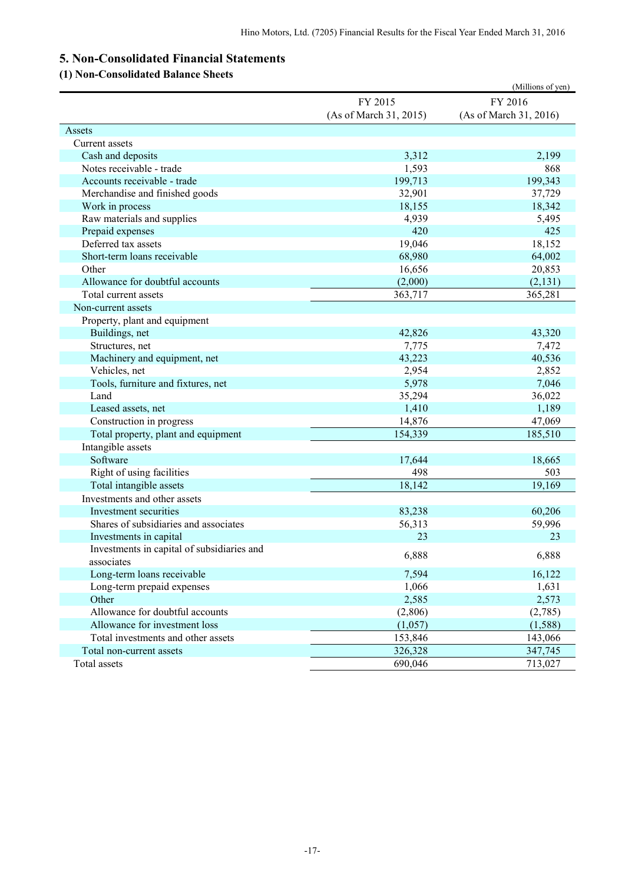## 5. Non-Consolidated Financial Statements

### (1) Non-Consolidated Balance Sheets

(Millions of yen)

| | FY 2015 (As of March 31, 2015) | FY 2016 (As of March 31, 2016) |
|---|---|---|
| Assets | | |
| Current assets | | |
| Cash and deposits | 3,312 | 2,199 |
| Notes receivable - trade | 1,593 | 868 |
| Accounts receivable - trade | 199,713 | 199,343 |
| Merchandise and finished goods | 32,901 | 37,729 |
| Work in process | 18,155 | 18,342 |
| Raw materials and supplies | 4,939 | 5,495 |
| Prepaid expenses | 420 | 425 |
| Deferred tax assets | 19,046 | 18,152 |
| Short-term loans receivable | 68,980 | 64,002 |
| Other | 16,656 | 20,853 |
| Allowance for doubtful accounts | (2,000) | (2,131) |
| Total current assets | 363,717 | 365,281 |
| Non-current assets | | |
| Property, plant and equipment | | |
| Buildings, net | 42,826 | 43,320 |
| Structures, net | 7,775 | 7,472 |
| Machinery and equipment, net | 43,223 | 40,536 |
| Vehicles, net | 2,954 | 2,852 |
| Tools, furniture and fixtures, net | 5,978 | 7,046 |
| Land | 35,294 | 36,022 |
| Leased assets, net | 1,410 | 1,189 |
| Construction in progress | 14,876 | 47,069 |
| Total property, plant and equipment | 154,339 | 185,510 |
| Intangible assets | | |
| Software | 17,644 | 18,665 |
| Right of using facilities | 498 | 503 |
| Total intangible assets | 18,142 | 19,169 |
| Investments and other assets | | |
| Investment securities | 83,238 | 60,206 |
| Shares of subsidiaries and associates | 56,313 | 59,996 |
| Investments in capital | 23 | 23 |
| Investments in capital of subsidiaries and associates | 6,888 | 6,888 |
| Long-term loans receivable | 7,594 | 16,122 |
| Long-term prepaid expenses | 1,066 | 1,631 |
| Other | 2,585 | 2,573 |
| Allowance for doubtful accounts | (2,806) | (2,785) |
| Allowance for investment loss | (1,057) | (1,588) |
| Total investments and other assets | 153,846 | 143,066 |
| Total non-current assets | 326,328 | 347,745 |
| Total assets | 690,046 | 713,027 |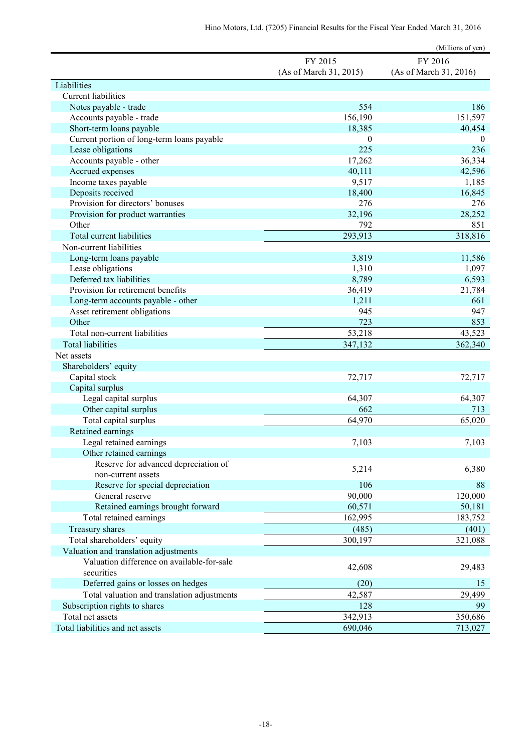(Millions of yen)

| | FY 2015 (As of March 31, 2015) | FY 2016 (As of March 31, 2016) |
|---|---|---|
| Liabilities | | |
| Current liabilities | | |
| Notes payable - trade | 554 | 186 |
| Accounts payable - trade | 156,190 | 151,597 |
| Short-term loans payable | 18,385 | 40,454 |
| Current portion of long-term loans payable | 0 | 0 |
| Lease obligations | 225 | 236 |
| Accounts payable - other | 17,262 | 36,334 |
| Accrued expenses | 40,111 | 42,596 |
| Income taxes payable | 9,517 | 1,185 |
| Deposits received | 18,400 | 16,845 |
| Provision for directors' bonuses | 276 | 276 |
| Provision for product warranties | 32,196 | 28,252 |
| Other | 792 | 851 |
| Total current liabilities | 293,913 | 318,816 |
| Non-current liabilities | | |
| Long-term loans payable | 3,819 | 11,586 |
| Lease obligations | 1,310 | 1,097 |
| Deferred tax liabilities | 8,789 | 6,593 |
| Provision for retirement benefits | 36,419 | 21,784 |
| Long-term accounts payable - other | 1,211 | 661 |
| Asset retirement obligations | 945 | 947 |
| Other | 723 | 853 |
| Total non-current liabilities | 53,218 | 43,523 |
| Total liabilities | 347,132 | 362,340 |
| Net assets | | |
| Shareholders' equity | | |
| Capital stock | 72,717 | 72,717 |
| Capital surplus | | |
| Legal capital surplus | 64,307 | 64,307 |
| Other capital surplus | 662 | 713 |
| Total capital surplus | 64,970 | 65,020 |
| Retained earnings | | |
| Legal retained earnings | 7,103 | 7,103 |
| Other retained earnings | | |
| Reserve for advanced depreciation of non-current assets | 5,214 | 6,380 |
| Reserve for special depreciation | 106 | 88 |
| General reserve | 90,000 | 120,000 |
| Retained earnings brought forward | 60,571 | 50,181 |
| Total retained earnings | 162,995 | 183,752 |
| Treasury shares | (485) | (401) |
| Total shareholders' equity | 300,197 | 321,088 |
| Valuation and translation adjustments | | |
| Valuation difference on available-for-sale securities | 42,608 | 29,483 |
| Deferred gains or losses on hedges | (20) | 15 |
| Total valuation and translation adjustments | 42,587 | 29,499 |
| Subscription rights to shares | 128 | 99 |
| Total net assets | 342,913 | 350,686 |
| Total liabilities and net assets | 690,046 | 713,027 |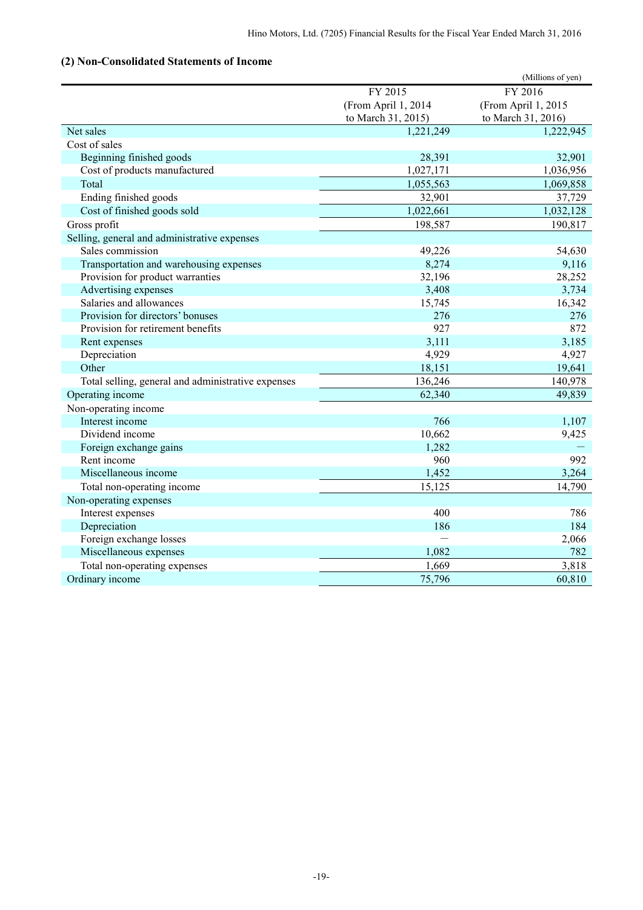## (2) Non-Consolidated Statements of Income

(Millions of yen)

| | FY 2015 (From April 1, 2014 to March 31, 2015) | FY 2016 (From April 1, 2015 to March 31, 2016) |
|---|---|---|
| Net sales | 1,221,249 | 1,222,945 |
| Cost of sales | | |
| Beginning finished goods | 28,391 | 32,901 |
| Cost of products manufactured | 1,027,171 | 1,036,956 |
| Total | 1,055,563 | 1,069,858 |
| Ending finished goods | 32,901 | 37,729 |
| Cost of finished goods sold | 1,022,661 | 1,032,128 |
| Gross profit | 198,587 | 190,817 |
| Selling, general and administrative expenses | | |
| Sales commission | 49,226 | 54,630 |
| Transportation and warehousing expenses | 8,274 | 9,116 |
| Provision for product warranties | 32,196 | 28,252 |
| Advertising expenses | 3,408 | 3,734 |
| Salaries and allowances | 15,745 | 16,342 |
| Provision for directors' bonuses | 276 | 276 |
| Provision for retirement benefits | 927 | 872 |
| Rent expenses | 3,111 | 3,185 |
| Depreciation | 4,929 | 4,927 |
| Other | 18,151 | 19,641 |
| Total selling, general and administrative expenses | 136,246 | 140,978 |
| Operating income | 62,340 | 49,839 |
| Non-operating income | | |
| Interest income | 766 | 1,107 |
| Dividend income | 10,662 | 9,425 |
| Foreign exchange gains | 1,282 | — |
| Rent income | 960 | 992 |
| Miscellaneous income | 1,452 | 3,264 |
| Total non-operating income | 15,125 | 14,790 |
| Non-operating expenses | | |
| Interest expenses | 400 | 786 |
| Depreciation | 186 | 184 |
| Foreign exchange losses | — | 2,066 |
| Miscellaneous expenses | 1,082 | 782 |
| Total non-operating expenses | 1,669 | 3,818 |
| Ordinary income | 75,796 | 60,810 |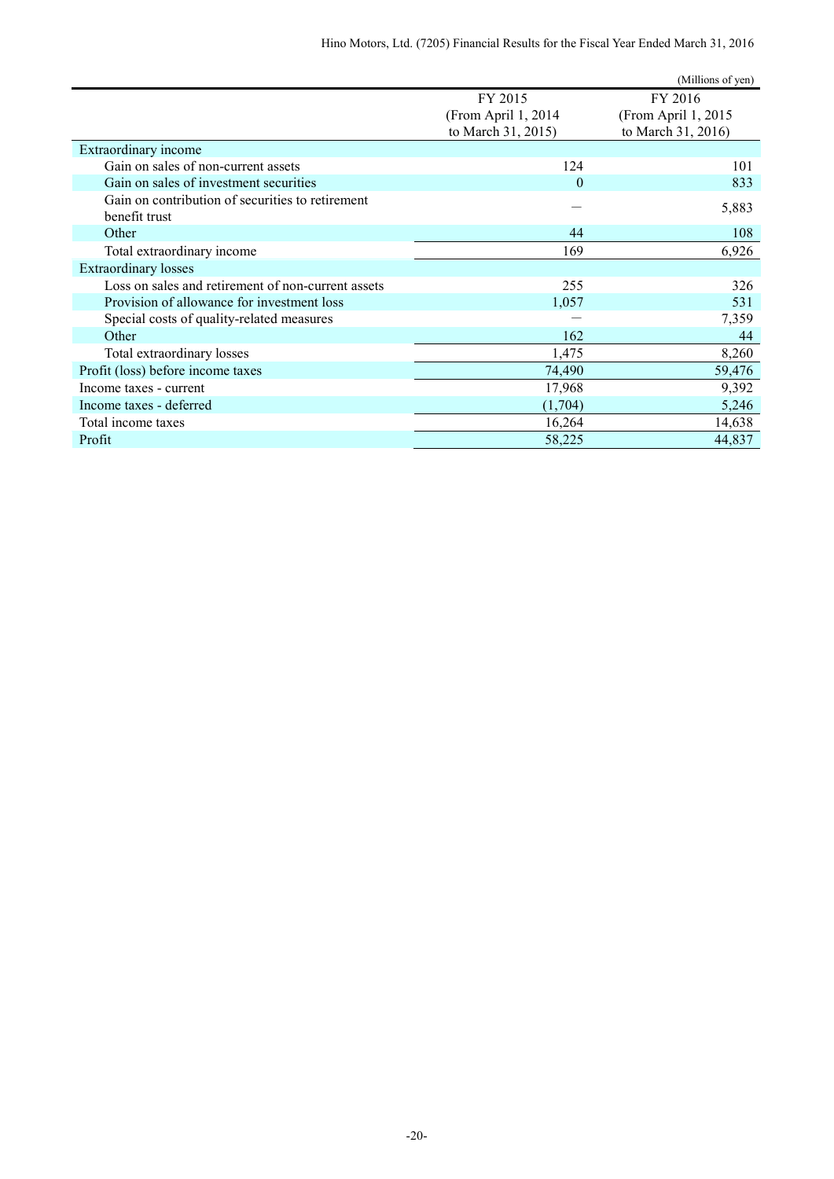(Millions of yen)

| | FY 2015 (From April 1, 2014 to March 31, 2015) | FY 2016 (From April 1, 2015 to March 31, 2016) |
|---|---|---|
| Extraordinary income | | |
| Gain on sales of non-current assets | 124 | 101 |
| Gain on sales of investment securities | 0 | 833 |
| Gain on contribution of securities to retirement benefit trust | — | 5,883 |
| Other | 44 | 108 |
| Total extraordinary income | 169 | 6,926 |
| Extraordinary losses | | |
| Loss on sales and retirement of non-current assets | 255 | 326 |
| Provision of allowance for investment loss | 1,057 | 531 |
| Special costs of quality-related measures | — | 7,359 |
| Other | 162 | 44 |
| Total extraordinary losses | 1,475 | 8,260 |
| Profit (loss) before income taxes | 74,490 | 59,476 |
| Income taxes - current | 17,968 | 9,392 |
| Income taxes - deferred | (1,704) | 5,246 |
| Total income taxes | 16,264 | 14,638 |
| Profit | 58,225 | 44,837 |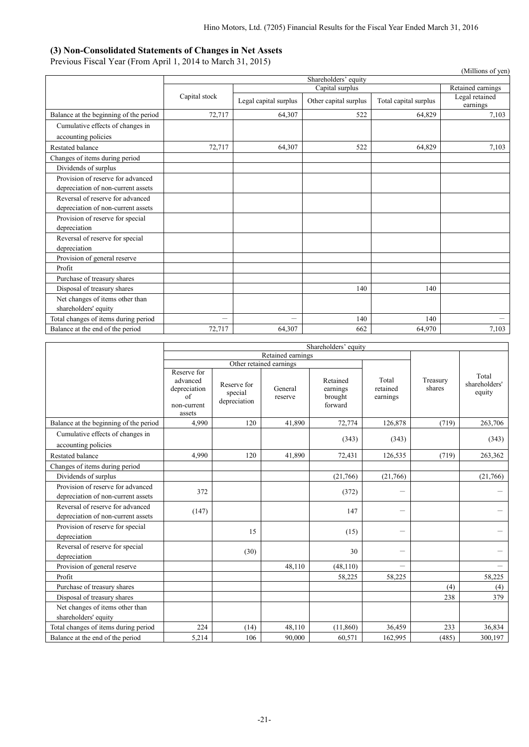### (3) Non-Consolidated Statements of Changes in Net Assets

Previous Fiscal Year (From April 1, 2014 to March 31, 2015)

(Millions of yen)

| | Shareholders' equity | | | | |
|---|---|---|---|---|---|
| | | Capital surplus | | | Retained earnings |
| | Capital stock | Legal capital surplus | Other capital surplus | Total capital surplus | Legal retained earnings |
| Balance at the beginning of the period | 72,717 | 64,307 | 522 | 64,829 | 7,103 |
| Cumulative effects of changes in accounting policies | | | | | |
| Restated balance | 72,717 | 64,307 | 522 | 64,829 | 7,103 |
| Changes of items during period | | | | | |
| Dividends of surplus | | | | | |
| Provision of reserve for advanced depreciation of non-current assets | | | | | |
| Reversal of reserve for advanced depreciation of non-current assets | | | | | |
| Provision of reserve for special depreciation | | | | | |
| Reversal of reserve for special depreciation | | | | | |
| Provision of general reserve | | | | | |
| Profit | | | | | |
| Purchase of treasury shares | | | | | |
| Disposal of treasury shares | | | 140 | 140 | |
| Net changes of items other than shareholders' equity | | | | | |
| Total changes of items during period | － | － | 140 | 140 | － |
| Balance at the end of the period | 72,717 | 64,307 | 662 | 64,970 | 7,103 |

| | Shareholders' equity | | | | | | |
|---|---|---|---|---|---|---|---|
| | Retained earnings | | | | | | |
| | Other retained earnings | | | | | | |
| | Reserve for advanced depreciation of non-current assets | Reserve for special depreciation | General reserve | Retained earnings brought forward | Total retained earnings | Treasury shares | Total shareholders' equity |
| Balance at the beginning of the period | 4,990 | 120 | 41,890 | 72,774 | 126,878 | (719) | 263,706 |
| Cumulative effects of changes in accounting policies | | | | (343) | (343) | | (343) |
| Restated balance | 4,990 | 120 | 41,890 | 72,431 | 126,535 | (719) | 263,362 |
| Changes of items during period | | | | | | | |
| Dividends of surplus | | | | (21,766) | (21,766) | | (21,766) |
| Provision of reserve for advanced depreciation of non-current assets | 372 | | | (372) | － | | － |
| Reversal of reserve for advanced depreciation of non-current assets | (147) | | | 147 | － | | － |
| Provision of reserve for special depreciation | | 15 | | (15) | － | | － |
| Reversal of reserve for special depreciation | | (30) | | 30 | － | | － |
| Provision of general reserve | | | 48,110 | (48,110) | － | | － |
| Profit | | | | 58,225 | 58,225 | | 58,225 |
| Purchase of treasury shares | | | | | | (4) | (4) |
| Disposal of treasury shares | | | | | | 238 | 379 |
| Net changes of items other than shareholders' equity | | | | | | | |
| Total changes of items during period | 224 | (14) | 48,110 | (11,860) | 36,459 | 233 | 36,834 |
| Balance at the end of the period | 5,214 | 106 | 90,000 | 60,571 | 162,995 | (485) | 300,197 |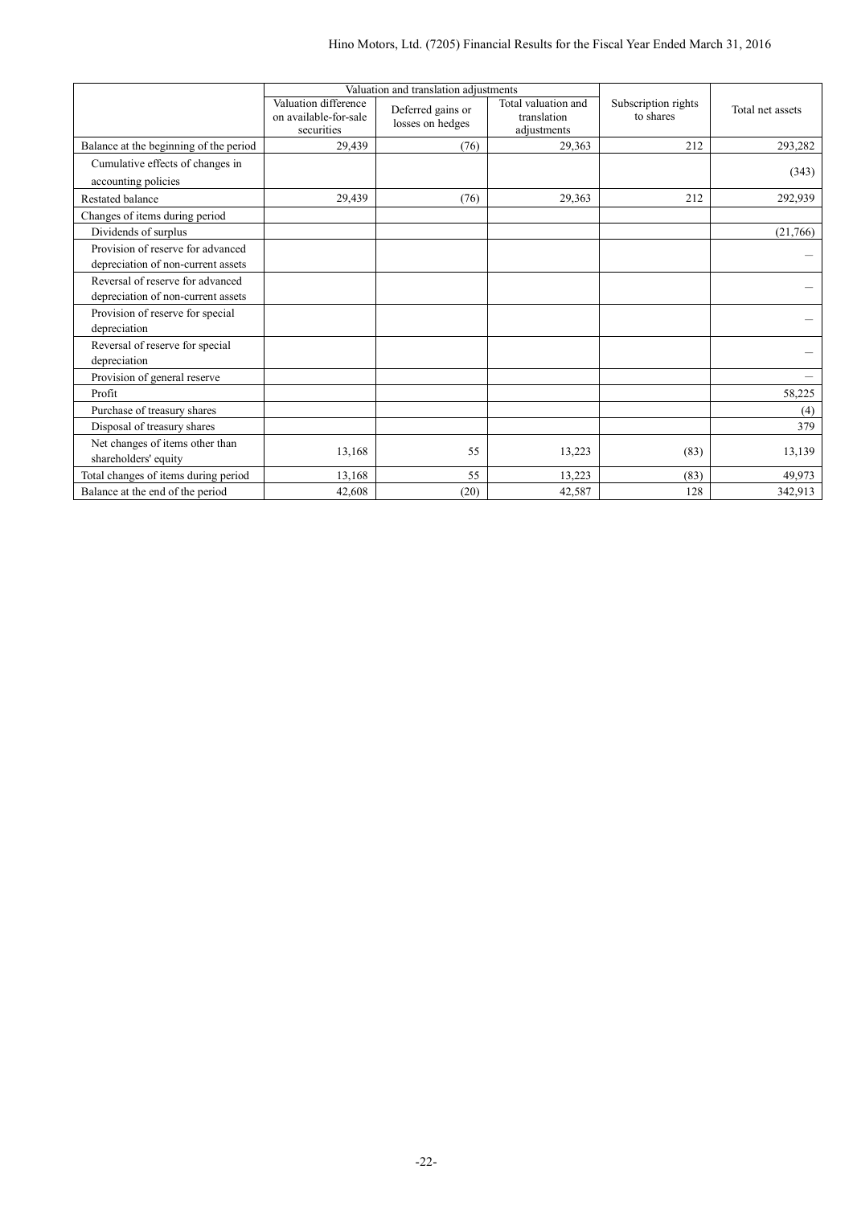| | Valuation and translation adjustments | | | Subscription rights to shares | Total net assets |
|---|---|---|---|---|---|
| | Valuation difference on available-for-sale securities | Deferred gains or losses on hedges | Total valuation and translation adjustments | | |
| Balance at the beginning of the period | 29,439 | (76) | 29,363 | 212 | 293,282 |
| Cumulative effects of changes in accounting policies | | | | | (343) |
| Restated balance | 29,439 | (76) | 29,363 | 212 | 292,939 |
| Changes of items during period | | | | | |
| Dividends of surplus | | | | | (21,766) |
| Provision of reserve for advanced depreciation of non-current assets | | | | | — |
| Reversal of reserve for advanced depreciation of non-current assets | | | | | — |
| Provision of reserve for special depreciation | | | | | — |
| Reversal of reserve for special depreciation | | | | | — |
| Provision of general reserve | | | | | — |
| Profit | | | | | 58,225 |
| Purchase of treasury shares | | | | | (4) |
| Disposal of treasury shares | | | | | 379 |
| Net changes of items other than shareholders' equity | 13,168 | 55 | 13,223 | (83) | 13,139 |
| Total changes of items during period | 13,168 | 55 | 13,223 | (83) | 49,973 |
| Balance at the end of the period | 42,608 | (20) | 42,587 | 128 | 342,913 |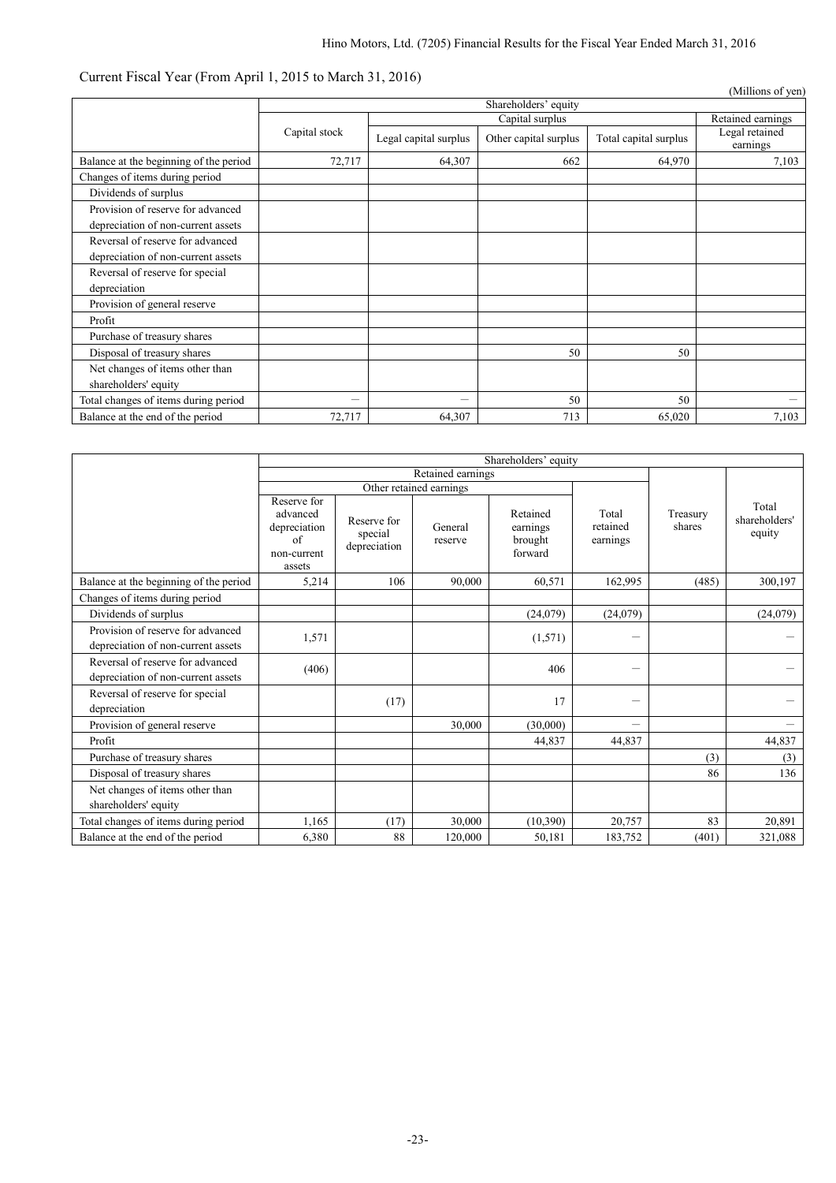Current Fiscal Year (From April 1, 2015 to March 31, 2016)

(Millions of yen)

| | Shareholders' equity | | | | |
|---|---|---|---|---|---|
| | | Capital surplus | | | Retained earnings |
| | Capital stock | Legal capital surplus | Other capital surplus | Total capital surplus | Legal retained earnings |
| Balance at the beginning of the period | 72,717 | 64,307 | 662 | 64,970 | 7,103 |
| Changes of items during period | | | | | |
| Dividends of surplus | | | | | |
| Provision of reserve for advanced depreciation of non-current assets | | | | | |
| Reversal of reserve for advanced depreciation of non-current assets | | | | | |
| Reversal of reserve for special depreciation | | | | | |
| Provision of general reserve | | | | | |
| Profit | | | | | |
| Purchase of treasury shares | | | | | |
| Disposal of treasury shares | | | 50 | 50 | |
| Net changes of items other than shareholders' equity | | | | | |
| Total changes of items during period | － | － | 50 | 50 | － |
| Balance at the end of the period | 72,717 | 64,307 | 713 | 65,020 | 7,103 |

| | Shareholders' equity | | | | | | |
|---|---|---|---|---|---|---|---|
| | Retained earnings | | | | | | |
| | Other retained earnings | | | | | | |
| | Reserve for advanced depreciation of non-current assets | Reserve for special depreciation | General reserve | Retained earnings brought forward | Total retained earnings | Treasury shares | Total shareholders' equity |
| Balance at the beginning of the period | 5,214 | 106 | 90,000 | 60,571 | 162,995 | (485) | 300,197 |
| Changes of items during period | | | | | | | |
| Dividends of surplus | | | | (24,079) | (24,079) | | (24,079) |
| Provision of reserve for advanced depreciation of non-current assets | 1,571 | | | (1,571) | － | | － |
| Reversal of reserve for advanced depreciation of non-current assets | (406) | | | 406 | － | | － |
| Reversal of reserve for special depreciation | | (17) | | 17 | － | | － |
| Provision of general reserve | | | 30,000 | (30,000) | － | | － |
| Profit | | | | 44,837 | 44,837 | | 44,837 |
| Purchase of treasury shares | | | | | | (3) | (3) |
| Disposal of treasury shares | | | | | | 86 | 136 |
| Net changes of items other than shareholders' equity | | | | | | | |
| Total changes of items during period | 1,165 | (17) | 30,000 | (10,390) | 20,757 | 83 | 20,891 |
| Balance at the end of the period | 6,380 | 88 | 120,000 | 50,181 | 183,752 | (401) | 321,088 |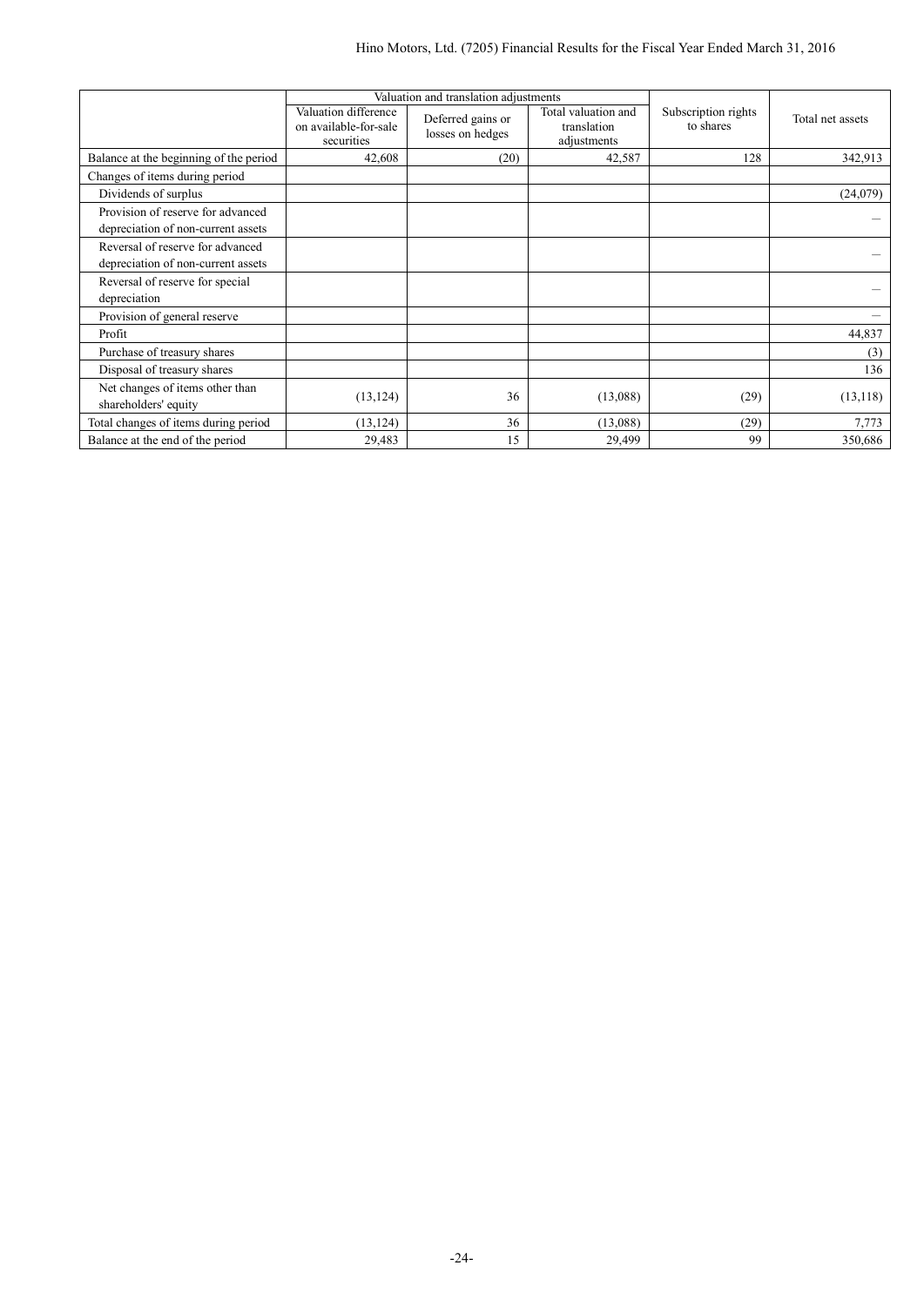| | Valuation and translation adjustments | | | Subscription rights to shares | Total net assets |
|---|---|---|---|---|---|
| | Valuation difference on available-for-sale securities | Deferred gains or losses on hedges | Total valuation and translation adjustments | | |
| Balance at the beginning of the period | 42,608 | (20) | 42,587 | 128 | 342,913 |
| Changes of items during period | | | | | |
| Dividends of surplus | | | | | (24,079) |
| Provision of reserve for advanced depreciation of non-current assets | | | | | – |
| Reversal of reserve for advanced depreciation of non-current assets | | | | | – |
| Reversal of reserve for special depreciation | | | | | – |
| Provision of general reserve | | | | | – |
| Profit | | | | | 44,837 |
| Purchase of treasury shares | | | | | (3) |
| Disposal of treasury shares | | | | | 136 |
| Net changes of items other than shareholders' equity | (13,124) | 36 | (13,088) | (29) | (13,118) |
| Total changes of items during period | (13,124) | 36 | (13,088) | (29) | 7,773 |
| Balance at the end of the period | 29,483 | 15 | 29,499 | 99 | 350,686 |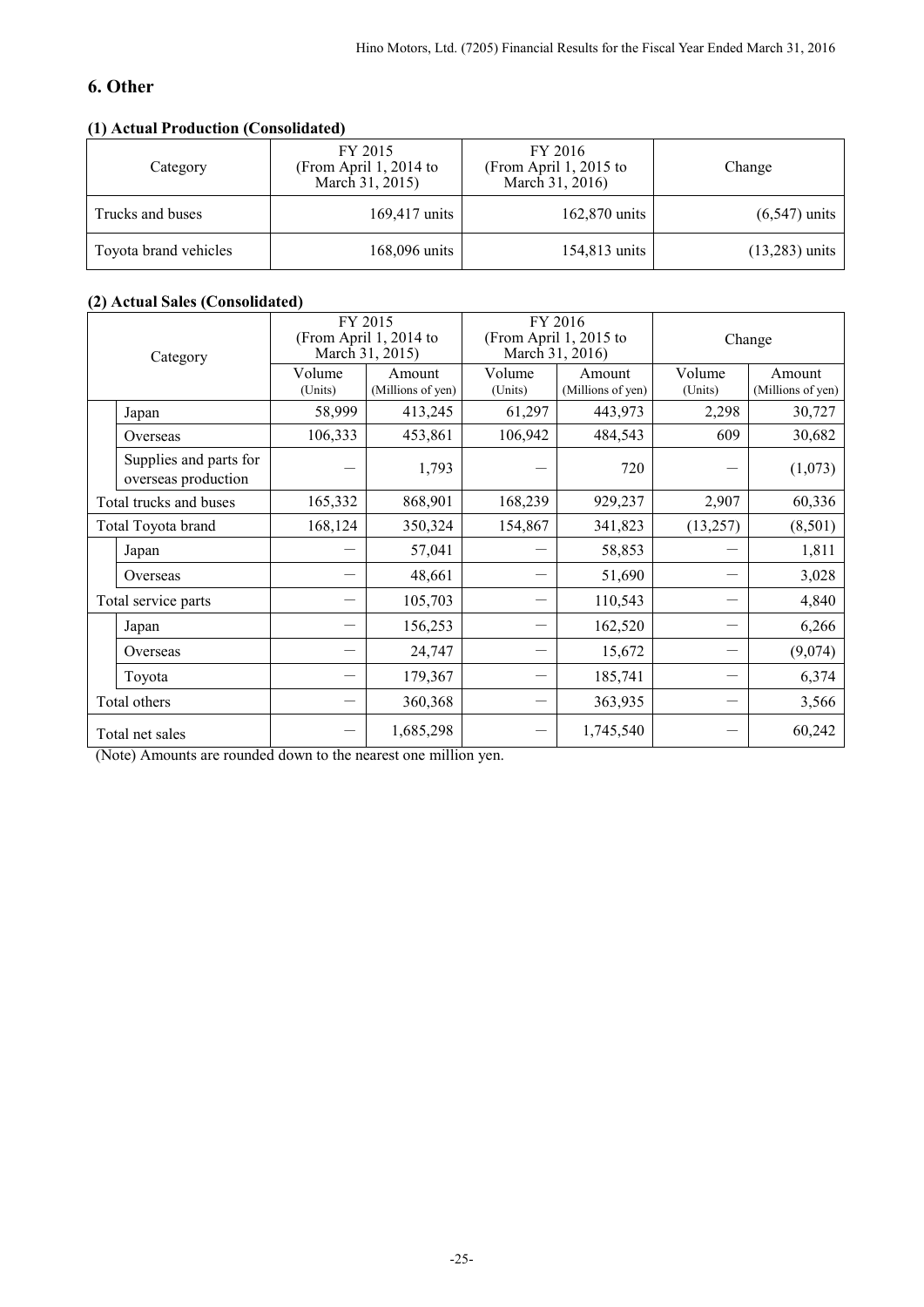## 6. Other

### (1) Actual Production (Consolidated)

| Category | FY 2015 (From April 1, 2014 to March 31, 2015) | FY 2016 (From April 1, 2015 to March 31, 2016) | Change |
|---|---|---|---|
| Trucks and buses | 169,417 units | 162,870 units | (6,547) units |
| Toyota brand vehicles | 168,096 units | 154,813 units | (13,283) units |

### (2) Actual Sales (Consolidated)

| Category | | FY 2015 (From April 1, 2014 to March 31, 2015) | | FY 2016 (From April 1, 2015 to March 31, 2016) | | Change | |
|---|---|---|---|---|---|---|---|
| | | Volume (Units) | Amount (Millions of yen) | Volume (Units) | Amount (Millions of yen) | Volume (Units) | Amount (Millions of yen) |
| | Japan | 58,999 | 413,245 | 61,297 | 443,973 | 2,298 | 30,727 |
| | Overseas | 106,333 | 453,861 | 106,942 | 484,543 | 609 | 30,682 |
| | Supplies and parts for overseas production | — | 1,793 | — | 720 | — | (1,073) |
| Total trucks and buses | | 165,332 | 868,901 | 168,239 | 929,237 | 2,907 | 60,336 |
| Total Toyota brand | | 168,124 | 350,324 | 154,867 | 341,823 | (13,257) | (8,501) |
| | Japan | — | 57,041 | — | 58,853 | — | 1,811 |
| | Overseas | — | 48,661 | — | 51,690 | — | 3,028 |
| Total service parts | | — | 105,703 | — | 110,543 | — | 4,840 |
| | Japan | — | 156,253 | — | 162,520 | — | 6,266 |
| | Overseas | — | 24,747 | — | 15,672 | — | (9,074) |
| | Toyota | — | 179,367 | — | 185,741 | — | 6,374 |
| Total others | | — | 360,368 | — | 363,935 | — | 3,566 |
| Total net sales | | — | 1,685,298 | — | 1,745,540 | — | 60,242 |

(Note) Amounts are rounded down to the nearest one million yen.